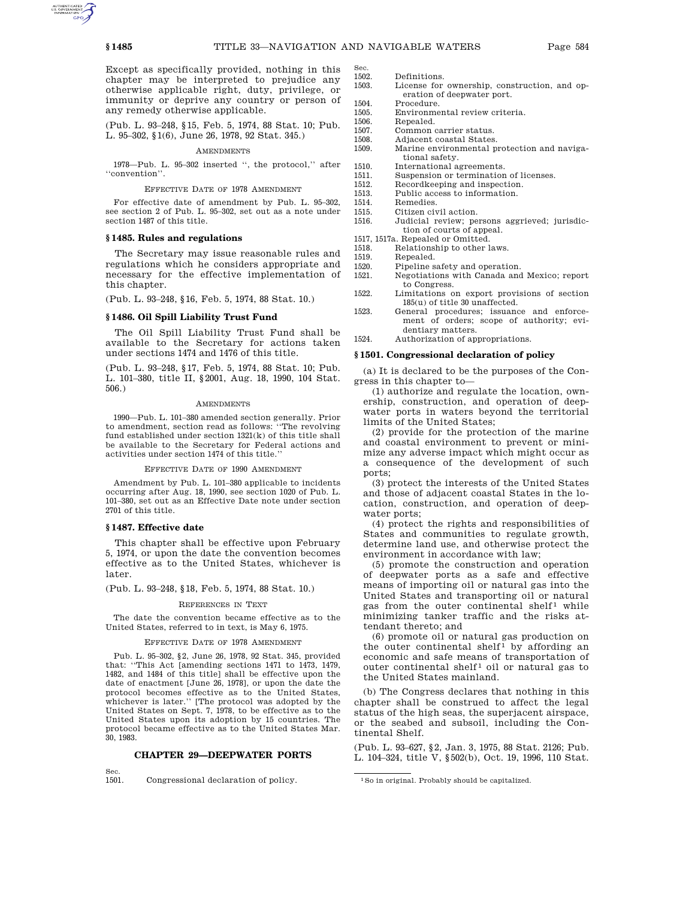Except as specifically provided, nothing in this chapter may be interpreted to prejudice any otherwise applicable right, duty, privilege, or immunity or deprive any country or person of any remedy otherwise applicable.

(Pub. L. 93–248, §15, Feb. 5, 1974, 88 Stat. 10; Pub. L. 95–302, §1(6), June 26, 1978, 92 Stat. 345.)

AMENDMENTS

1978—Pub. L. 95–302 inserted '', the protocol,'' after ''convention''.

EFFECTIVE DATE OF 1978 AMENDMENT

For effective date of amendment by Pub. L. 95–302, see section 2 of Pub. L. 95–302, set out as a note under section 1487 of this title.

### § 1485. Rules and regulations

The Secretary may issue reasonable rules and regulations which he considers appropriate and necessary for the effective implementation of this chapter.

(Pub. L. 93–248, §16, Feb. 5, 1974, 88 Stat. 10.)

### § 1486. Oil Spill Liability Trust Fund

The Oil Spill Liability Trust Fund shall be available to the Secretary for actions taken under sections 1474 and 1476 of this title.

(Pub. L. 93–248, §17, Feb. 5, 1974, 88 Stat. 10; Pub. L. 101–380, title II, §2001, Aug. 18, 1990, 104 Stat. 506.)

AMENDMENTS

1990—Pub. L. 101–380 amended section generally. Prior to amendment, section read as follows: ''The revolving fund established under section 1321(k) of this title shall be available to the Secretary for Federal actions and activities under section 1474 of this title.''

EFFECTIVE DATE OF 1990 AMENDMENT

Amendment by Pub. L. 101–380 applicable to incidents occurring after Aug. 18, 1990, see section 1020 of Pub. L. 101–380, set out as an Effective Date note under section 2701 of this title.

### § 1487. Effective date

This chapter shall be effective upon February 5, 1974, or upon the date the convention becomes effective as to the United States, whichever is later.

(Pub. L. 93–248, §18, Feb. 5, 1974, 88 Stat. 10.)

REFERENCES IN TEXT

The date the convention became effective as to the United States, referred to in text, is May 6, 1975.

EFFECTIVE DATE OF 1978 AMENDMENT

Pub. L. 95–302, §2, June 26, 1978, 92 Stat. 345, provided that: ''This Act [amending sections 1471 to 1473, 1479, 1482, and 1484 of this title] shall be effective upon the date of enactment [June 26, 1978], or upon the date the protocol becomes effective as to the United States, whichever is later.'' [The protocol was adopted by the United States on Sept. 7, 1978, to be effective as to the United States upon its adoption by 15 countries. The protocol became effective as to the United States Mar. 30, 1983.

## CHAPTER 29—DEEPWATER PORTS

Sec.
1501. Congressional declaration of policy.
1502. Definitions.
1503. License for ownership, construction, and operation of deepwater port.
1504. Procedure.
1505. Environmental review criteria.
1506. Repealed.
1507. Common carrier status.
1508. Adjacent coastal States.
1509. Marine environmental protection and navigational safety.
1510. International agreements.
1511. Suspension or termination of licenses.
1512. Recordkeeping and inspection.
1513. Public access to information.
1514. Remedies.
1515. Citizen civil action.
1516. Judicial review; persons aggrieved; jurisdiction of courts of appeal.
1517, 1517a. Repealed or Omitted.
1518. Relationship to other laws.
1519. Repealed.
1520. Pipeline safety and operation.
1521. Negotiations with Canada and Mexico; report to Congress.
1522. Limitations on export provisions of section 185(u) of title 30 unaffected.
1523. General procedures; issuance and enforcement of orders; scope of authority; evidentiary matters.
1524. Authorization of appropriations.

### § 1501. Congressional declaration of policy

(a) It is declared to be the purposes of the Congress in this chapter to—

(1) authorize and regulate the location, ownership, construction, and operation of deepwater ports in waters beyond the territorial limits of the United States;

(2) provide for the protection of the marine and coastal environment to prevent or minimize any adverse impact which might occur as a consequence of the development of such ports;

(3) protect the interests of the United States and those of adjacent coastal States in the location, construction, and operation of deepwater ports;

(4) protect the rights and responsibilities of States and communities to regulate growth, determine land use, and otherwise protect the environment in accordance with law;

(5) promote the construction and operation of deepwater ports as a safe and effective means of importing oil or natural gas into the United States and transporting oil or natural gas from the outer continental shelf[1] while minimizing tanker traffic and the risks attendant thereto; and

(6) promote oil or natural gas production on the outer continental shelf[1] by affording an economic and safe means of transportation of outer continental shelf[1] oil or natural gas to the United States mainland.

(b) The Congress declares that nothing in this chapter shall be construed to affect the legal status of the high seas, the superjacent airspace, or the seabed and subsoil, including the Continental Shelf.

(Pub. L. 93–627, §2, Jan. 3, 1975, 88 Stat. 2126; Pub. L. 104–324, title V, §502(b), Oct. 19, 1996, 110 Stat.

[1] So in original. Probably should be capitalized.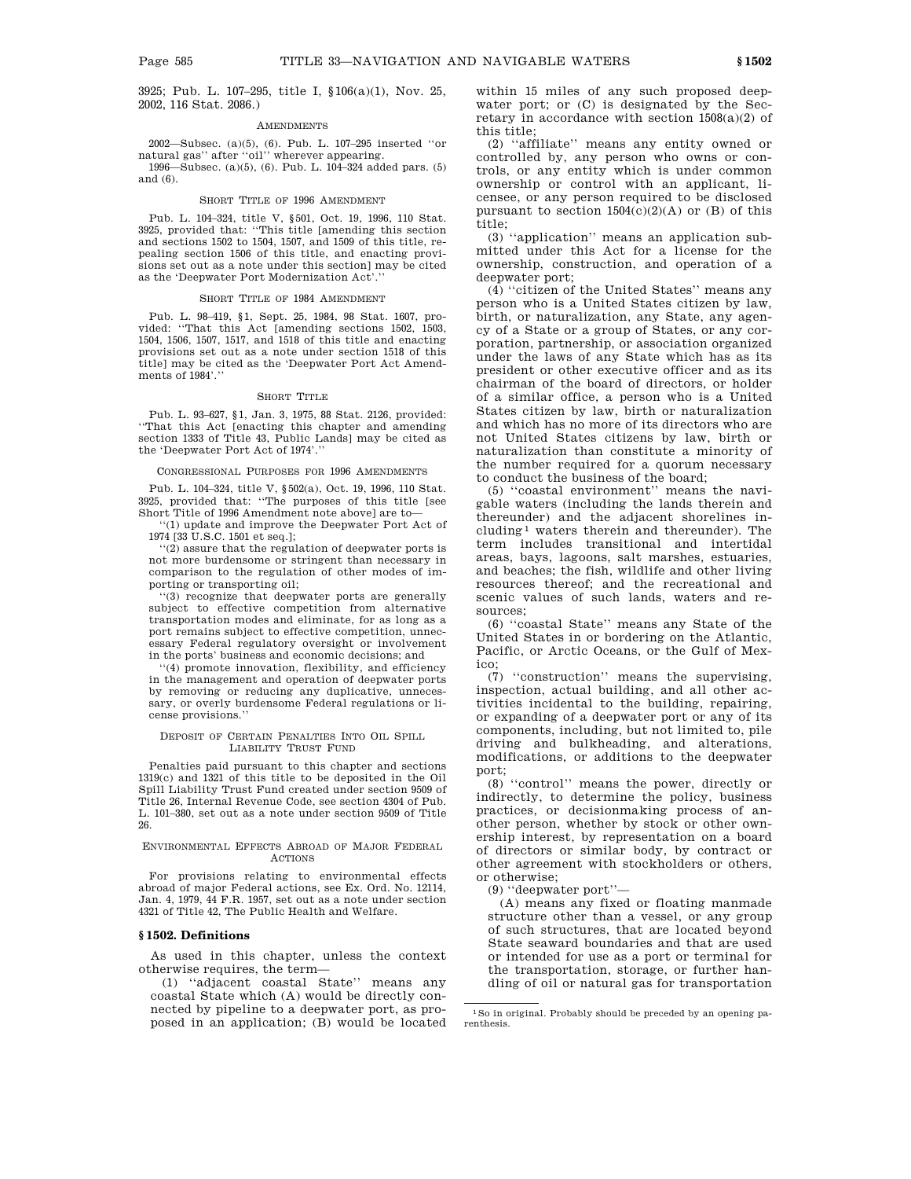3925; Pub. L. 107–295, title I, §106(a)(1), Nov. 25, 2002, 116 Stat. 2086.)

AMENDMENTS

2002—Subsec. (a)(5), (6). Pub. L. 107–295 inserted ''or natural gas'' after ''oil'' wherever appearing.

1996—Subsec. (a)(5), (6). Pub. L. 104–324 added pars. (5) and (6).

SHORT TITLE OF 1996 AMENDMENT

Pub. L. 104–324, title V, §501, Oct. 19, 1996, 110 Stat. 3925, provided that: ''This title [amending this section and sections 1502 to 1504, 1507, and 1509 of this title, repealing section 1506 of this title, and enacting provisions set out as a note under this section] may be cited as the 'Deepwater Port Modernization Act'.''

SHORT TITLE OF 1984 AMENDMENT

Pub. L. 98–419, §1, Sept. 25, 1984, 98 Stat. 1607, provided: ''That this Act [amending sections 1502, 1503, 1504, 1506, 1507, 1517, and 1518 of this title and enacting provisions set out as a note under section 1518 of this title] may be cited as the 'Deepwater Port Act Amendments of 1984'.''

SHORT TITLE

Pub. L. 93–627, §1, Jan. 3, 1975, 88 Stat. 2126, provided: ''That this Act [enacting this chapter and amending section 1333 of Title 43, Public Lands] may be cited as the 'Deepwater Port Act of 1974'.''

CONGRESSIONAL PURPOSES FOR 1996 AMENDMENTS

Pub. L. 104–324, title V, §502(a), Oct. 19, 1996, 110 Stat. 3925, provided that: ''The purposes of this title [see Short Title of 1996 Amendment note above] are to—

''(1) update and improve the Deepwater Port Act of 1974 [33 U.S.C. 1501 et seq.];

''(2) assure that the regulation of deepwater ports is not more burdensome or stringent than necessary in comparison to the regulation of other modes of importing or transporting oil;

''(3) recognize that deepwater ports are generally subject to effective competition from alternative transportation modes and eliminate, for as long as a port remains subject to effective competition, unnecessary Federal regulatory oversight or involvement in the ports' business and economic decisions; and

''(4) promote innovation, flexibility, and efficiency in the management and operation of deepwater ports by removing or reducing any duplicative, unnecessary, or overly burdensome Federal regulations or license provisions.''

DEPOSIT OF CERTAIN PENALTIES INTO OIL SPILL LIABILITY TRUST FUND

Penalties paid pursuant to this chapter and sections 1319(c) and 1321 of this title to be deposited in the Oil Spill Liability Trust Fund created under section 9509 of Title 26, Internal Revenue Code, see section 4304 of Pub. L. 101–380, set out as a note under section 9509 of Title 26.

ENVIRONMENTAL EFFECTS ABROAD OF MAJOR FEDERAL ACTIONS

For provisions relating to environmental effects abroad of major Federal actions, see Ex. Ord. No. 12114, Jan. 4, 1979, 44 F.R. 1957, set out as a note under section 4321 of Title 42, The Public Health and Welfare.

### §1502. Definitions

As used in this chapter, unless the context otherwise requires, the term—

(1) ''adjacent coastal State'' means any coastal State which (A) would be directly connected by pipeline to a deepwater port, as proposed in an application; (B) would be located within 15 miles of any such proposed deepwater port; or (C) is designated by the Secretary in accordance with section 1508(a)(2) of this title;

(2) ''affiliate'' means any entity owned or controlled by, any person who owns or controls, or any entity which is under common ownership or control with an applicant, licensee, or any person required to be disclosed pursuant to section 1504(c)(2)(A) or (B) of this title;

(3) ''application'' means an application submitted under this Act for a license for the ownership, construction, and operation of a deepwater port;

(4) ''citizen of the United States'' means any person who is a United States citizen by law, birth, or naturalization, any State, any agency of a State or a group of States, or any corporation, partnership, or association organized under the laws of any State which has as its president or other executive officer and as its chairman of the board of directors, or holder of a similar office, a person who is a United States citizen by law, birth or naturalization and which has no more of its directors who are not United States citizens by law, birth or naturalization than constitute a minority of the number required for a quorum necessary to conduct the business of the board;

(5) ''coastal environment'' means the navigable waters (including the lands therein and thereunder) and the adjacent shorelines including[1] waters therein and thereunder). The term includes transitional and intertidal areas, bays, lagoons, salt marshes, estuaries, and beaches; the fish, wildlife and other living resources thereof; and the recreational and scenic values of such lands, waters and resources;

(6) ''coastal State'' means any State of the United States in or bordering on the Atlantic, Pacific, or Arctic Oceans, or the Gulf of Mexico;

(7) ''construction'' means the supervising, inspection, actual building, and all other activities incidental to the building, repairing, or expanding of a deepwater port or any of its components, including, but not limited to, pile driving and bulkheading, and alterations, modifications, or additions to the deepwater port;

(8) ''control'' means the power, directly or indirectly, to determine the policy, business practices, or decisionmaking process of another person, whether by stock or other ownership interest, by representation on a board of directors or similar body, by contract or other agreement with stockholders or others, or otherwise;

(9) ''deepwater port''—

(A) means any fixed or floating manmade structure other than a vessel, or any group of such structures, that are located beyond State seaward boundaries and that are used or intended for use as a port or terminal for the transportation, storage, or further handling of oil or natural gas for transportation

[1] So in original. Probably should be preceded by an opening parenthesis.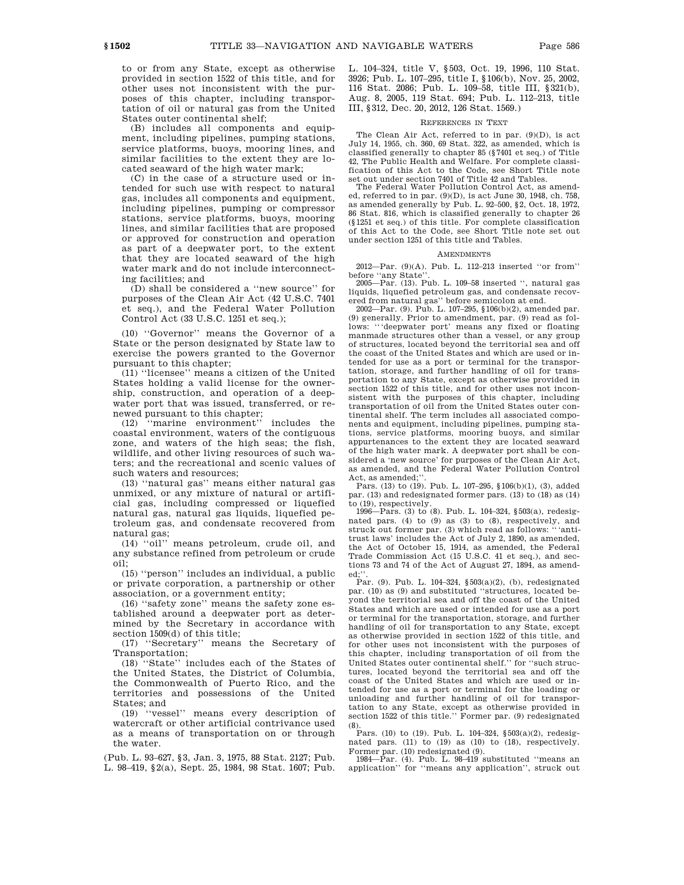to or from any State, except as otherwise provided in section 1522 of this title, and for other uses not inconsistent with the purposes of this chapter, including transportation of oil or natural gas from the United States outer continental shelf;

(B) includes all components and equipment, including pipelines, pumping stations, service platforms, buoys, mooring lines, and similar facilities to the extent they are located seaward of the high water mark;

(C) in the case of a structure used or intended for such use with respect to natural gas, includes all components and equipment, including pipelines, pumping or compressor stations, service platforms, buoys, mooring lines, and similar facilities that are proposed or approved for construction and operation as part of a deepwater port, to the extent that they are located seaward of the high water mark and do not include interconnecting facilities; and

(D) shall be considered a ''new source'' for purposes of the Clean Air Act (42 U.S.C. 7401 et seq.), and the Federal Water Pollution Control Act (33 U.S.C. 1251 et seq.);

(10) ''Governor'' means the Governor of a State or the person designated by State law to exercise the powers granted to the Governor pursuant to this chapter;

(11) ''licensee'' means a citizen of the United States holding a valid license for the ownership, construction, and operation of a deepwater port that was issued, transferred, or renewed pursuant to this chapter;

(12) ''marine environment'' includes the coastal environment, waters of the contiguous zone, and waters of the high seas; the fish, wildlife, and other living resources of such waters; and the recreational and scenic values of such waters and resources;

(13) ''natural gas'' means either natural gas unmixed, or any mixture of natural or artificial gas, including compressed or liquefied natural gas, natural gas liquids, liquefied petroleum gas, and condensate recovered from natural gas;

(14) ''oil'' means petroleum, crude oil, and any substance refined from petroleum or crude oil;

(15) ''person'' includes an individual, a public or private corporation, a partnership or other association, or a government entity;

(16) ''safety zone'' means the safety zone established around a deepwater port as determined by the Secretary in accordance with section 1509(d) of this title;

(17) ''Secretary'' means the Secretary of Transportation;

(18) ''State'' includes each of the States of the United States, the District of Columbia, the Commonwealth of Puerto Rico, and the territories and possessions of the United States; and

(19) ''vessel'' means every description of watercraft or other artificial contrivance used as a means of transportation on or through the water.

(Pub. L. 93–627, §3, Jan. 3, 1975, 88 Stat. 2127; Pub. L. 98–419, §2(a), Sept. 25, 1984, 98 Stat. 1607; Pub. L. 104–324, title V, §503, Oct. 19, 1996, 110 Stat. 3926; Pub. L. 107–295, title I, §106(b), Nov. 25, 2002, 116 Stat. 2086; Pub. L. 109–58, title III, §321(b), Aug. 8, 2005, 119 Stat. 694; Pub. L. 112–213, title III, §312, Dec. 20, 2012, 126 Stat. 1569.)

#### REFERENCES IN TEXT

The Clean Air Act, referred to in par. (9)(D), is act July 14, 1955, ch. 360, 69 Stat. 322, as amended, which is classified generally to chapter 85 (§7401 et seq.) of Title 42, The Public Health and Welfare. For complete classification of this Act to the Code, see Short Title note set out under section 7401 of Title 42 and Tables.

The Federal Water Pollution Control Act, referred to in par. (9)(D), is act June 30, 1948, ch. 758, as amended generally by Pub. L. 92–500, §2, Oct. 18, 1972, 86 Stat. 816, which is classified generally to chapter 26 (§1251 et seq.) of this title. For complete classification of this Act to the Code, see Short Title note set out under section 1251 of this title and Tables.

#### AMENDMENTS

2012—Par. (9)(A). Pub. L. 112–213 inserted ''or from'' before ''any State''.

2005—Par. (13). Pub. L. 109–58 inserted '', natural gas liquids, liquefied petroleum gas, and condensate recovered from natural gas'' before semicolon at end.

2002—Par. (9). Pub. L. 107–295, §106(b)(2), amended par. (9) generally. Prior to amendment, par. (9) read as follows: '''deepwater port' means any fixed or floating manmade structures other than a vessel, or any group of structures, located beyond the territorial sea and off the coast of the United States and which are used or intended for use as a port or terminal for the transportation, storage, and further handling of oil for transportation to any State, except as otherwise provided in section 1522 of this title, and for other uses not inconsistent with the purposes of this chapter, including transportation of oil from the United States outer continental shelf. The term includes all associated components and equipment, including pipelines, pumping stations, service platforms, mooring buoys, and similar appurtenances to the extent they are located seaward of the high water mark. A deepwater port shall be considered a 'new source' for purposes of the Clean Air Act, as amended, and the Federal Water Pollution Control Act, as amended;''.

Pars. (13) to (19). Pub. L. 107–295, §106(b)(1), (3), added par. (13) and redesignated former pars. (13) to (18) as (14) to (19), respectively.

1996—Pars. (3) to (8). Pub. L. 104–324, §503(a), redesignated pars. (4) to (9) as (3) to (8), respectively, and struck out former par. (3) which read as follows: '''antitrust laws' includes the Act of July 2, 1890, as amended, the Act of October 15, 1914, as amended, the Federal Trade Commission Act (15 U.S.C. 41 et seq.), and sections 73 and 74 of the Act of August 27, 1894, as amended;''.

Par. (9). Pub. L. 104–324, §503(a)(2), (b), redesignated par. (10) as (9) and substituted ''structures, located beyond the territorial sea and off the coast of the United States and which are used or intended for use as a port or terminal for the transportation, storage, and further handling of oil for transportation to any State, except as otherwise provided in section 1522 of this title, and for other uses not inconsistent with the purposes of this chapter, including transportation of oil from the United States outer continental shelf.'' for ''such structures, located beyond the territorial sea and off the coast of the United States and which are used or intended for use as a port or terminal for the loading or unloading and further handling of oil for transportation to any State, except as otherwise provided in section 1522 of this title.'' Former par. (9) redesignated (8).

Pars. (10) to (19). Pub. L. 104–324, §503(a)(2), redesignated pars. (11) to (19) as (10) to (18), respectively. Former par. (10) redesignated (9).

1984—Par. (4). Pub. L. 98–419 substituted ''means an application'' for ''means any application'', struck out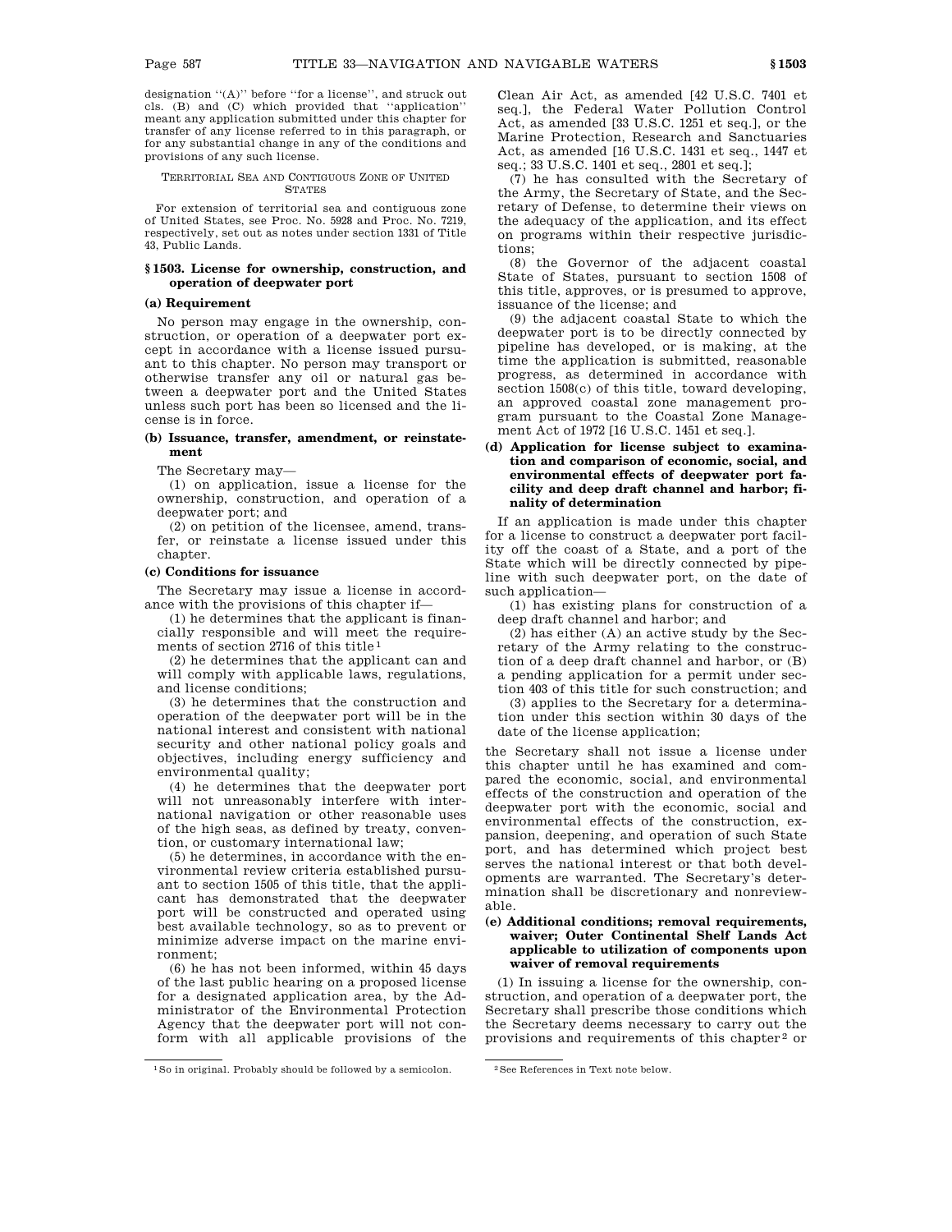designation ''(A)'' before ''for a license'', and struck out cls. (B) and (C) which provided that ''application'' meant any application submitted under this chapter for transfer of any license referred to in this paragraph, or for any substantial change in any of the conditions and provisions of any such license.

TERRITORIAL SEA AND CONTIGUOUS ZONE OF UNITED STATES

For extension of territorial sea and contiguous zone of United States, see Proc. No. 5928 and Proc. No. 7219, respectively, set out as notes under section 1331 of Title 43, Public Lands.

### § 1503. License for ownership, construction, and operation of deepwater port

#### (a) Requirement

No person may engage in the ownership, construction, or operation of a deepwater port except in accordance with a license issued pursuant to this chapter. No person may transport or otherwise transfer any oil or natural gas between a deepwater port and the United States unless such port has been so licensed and the license is in force.

#### (b) Issuance, transfer, amendment, or reinstatement

The Secretary may—

(1) on application, issue a license for the ownership, construction, and operation of a deepwater port; and

(2) on petition of the licensee, amend, transfer, or reinstate a license issued under this chapter.

#### (c) Conditions for issuance

The Secretary may issue a license in accordance with the provisions of this chapter if—

(1) he determines that the applicant is financially responsible and will meet the requirements of section 2716 of this title [1]

(2) he determines that the applicant can and will comply with applicable laws, regulations, and license conditions;

(3) he determines that the construction and operation of the deepwater port will be in the national interest and consistent with national security and other national policy goals and objectives, including energy sufficiency and environmental quality;

(4) he determines that the deepwater port will not unreasonably interfere with international navigation or other reasonable uses of the high seas, as defined by treaty, convention, or customary international law;

(5) he determines, in accordance with the environmental review criteria established pursuant to section 1505 of this title, that the applicant has demonstrated that the deepwater port will be constructed and operated using best available technology, so as to prevent or minimize adverse impact on the marine environment;

(6) he has not been informed, within 45 days of the last public hearing on a proposed license for a designated application area, by the Administrator of the Environmental Protection Agency that the deepwater port will not conform with all applicable provisions of the Clean Air Act, as amended [42 U.S.C. 7401 et seq.], the Federal Water Pollution Control Act, as amended [33 U.S.C. 1251 et seq.], or the Marine Protection, Research and Sanctuaries Act, as amended [16 U.S.C. 1431 et seq., 1447 et seq.; 33 U.S.C. 1401 et seq., 2801 et seq.];

(7) he has consulted with the Secretary of the Army, the Secretary of State, and the Secretary of Defense, to determine their views on the adequacy of the application, and its effect on programs within their respective jurisdictions;

(8) the Governor of the adjacent coastal State of States, pursuant to section 1508 of this title, approves, or is presumed to approve, issuance of the license; and

(9) the adjacent coastal State to which the deepwater port is to be directly connected by pipeline has developed, or is making, at the time the application is submitted, reasonable progress, as determined in accordance with section 1508(c) of this title, toward developing, an approved coastal zone management program pursuant to the Coastal Zone Management Act of 1972 [16 U.S.C. 1451 et seq.].

#### (d) Application for license subject to examination and comparison of economic, social, and environmental effects of deepwater port facility and deep draft channel and harbor; finality of determination

If an application is made under this chapter for a license to construct a deepwater port facility off the coast of a State, and a port of the State which will be directly connected by pipeline with such deepwater port, on the date of such application—

(1) has existing plans for construction of a deep draft channel and harbor; and

(2) has either (A) an active study by the Secretary of the Army relating to the construction of a deep draft channel and harbor, or (B) a pending application for a permit under section 403 of this title for such construction; and

(3) applies to the Secretary for a determination under this section within 30 days of the date of the license application;

the Secretary shall not issue a license under this chapter until he has examined and compared the economic, social, and environmental effects of the construction and operation of the deepwater port with the economic, social and environmental effects of the construction, expansion, deepening, and operation of such State port, and has determined which project best serves the national interest or that both developments are warranted. The Secretary's determination shall be discretionary and nonreviewable.

#### (e) Additional conditions; removal requirements, waiver; Outer Continental Shelf Lands Act applicable to utilization of components upon waiver of removal requirements

(1) In issuing a license for the ownership, construction, and operation of a deepwater port, the Secretary shall prescribe those conditions which the Secretary deems necessary to carry out the provisions and requirements of this chapter [2] or

---

[1] So in original. Probably should be followed by a semicolon.

[2] See References in Text note below.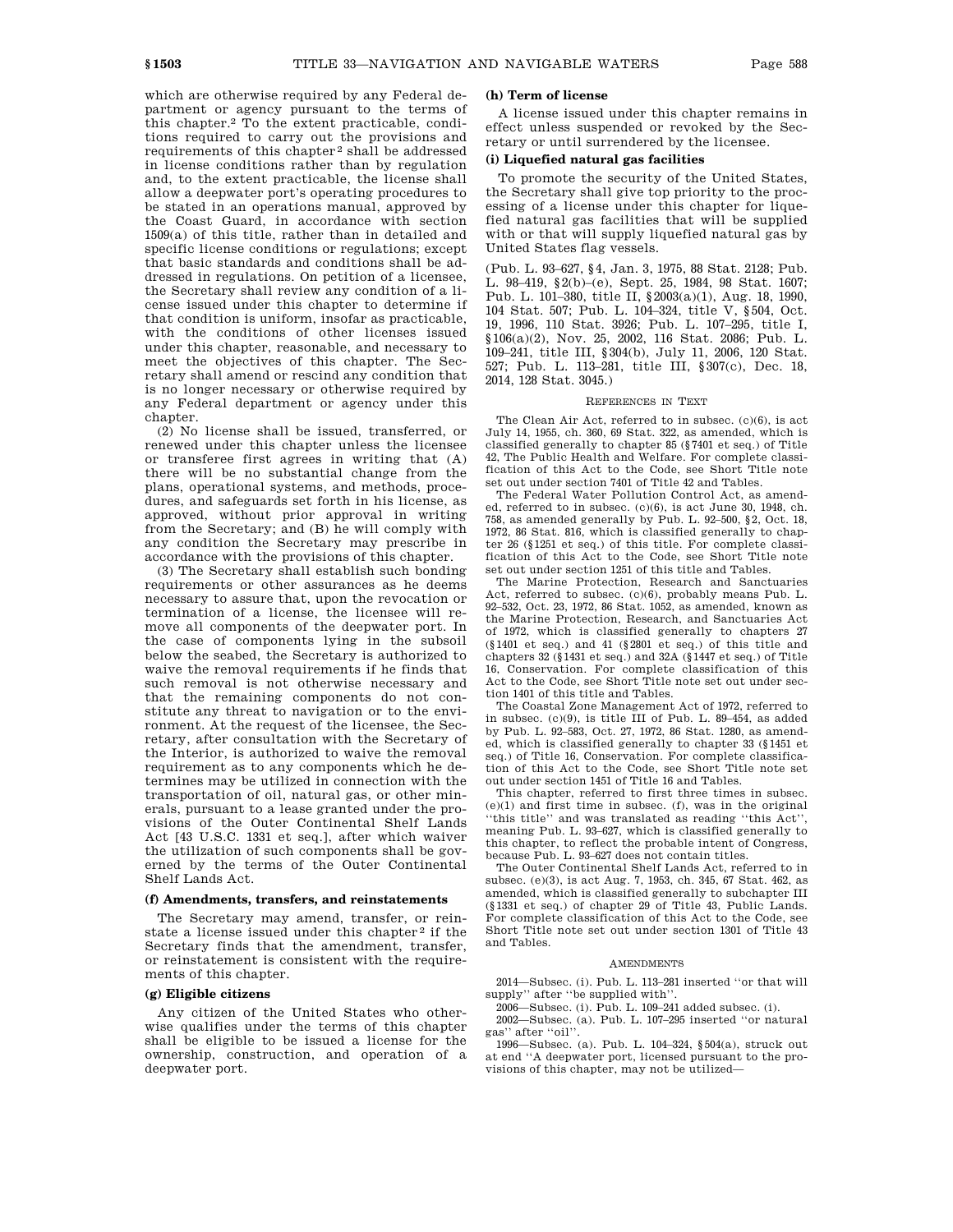which are otherwise required by any Federal department or agency pursuant to the terms of this chapter.[2] To the extent practicable, conditions required to carry out the provisions and requirements of this chapter[2] shall be addressed in license conditions rather than by regulation and, to the extent practicable, the license shall allow a deepwater port's operating procedures to be stated in an operations manual, approved by the Coast Guard, in accordance with section 1509(a) of this title, rather than in detailed and specific license conditions or regulations; except that basic standards and conditions shall be addressed in regulations. On petition of a licensee, the Secretary shall review any condition of a license issued under this chapter to determine if that condition is uniform, insofar as practicable, with the conditions of other licenses issued under this chapter, reasonable, and necessary to meet the objectives of this chapter. The Secretary shall amend or rescind any condition that is no longer necessary or otherwise required by any Federal department or agency under this chapter.

(2) No license shall be issued, transferred, or renewed under this chapter unless the licensee or transferee first agrees in writing that (A) there will be no substantial change from the plans, operational systems, and methods, procedures, and safeguards set forth in his license, as approved, without prior approval in writing from the Secretary; and (B) he will comply with any condition the Secretary may prescribe in accordance with the provisions of this chapter.

(3) The Secretary shall establish such bonding requirements or other assurances as he deems necessary to assure that, upon the revocation or termination of a license, the licensee will remove all components of the deepwater port. In the case of components lying in the subsoil below the seabed, the Secretary is authorized to waive the removal requirements if he finds that such removal is not otherwise necessary and that the remaining components do not constitute any threat to navigation or to the environment. At the request of the licensee, the Secretary, after consultation with the Secretary of the Interior, is authorized to waive the removal requirement as to any components which he determines may be utilized in connection with the transportation of oil, natural gas, or other minerals, pursuant to a lease granted under the provisions of the Outer Continental Shelf Lands Act [43 U.S.C. 1331 et seq.], after which waiver the utilization of such components shall be governed by the terms of the Outer Continental Shelf Lands Act.

**(f) Amendments, transfers, and reinstatements**

The Secretary may amend, transfer, or reinstate a license issued under this chapter[2] if the Secretary finds that the amendment, transfer, or reinstatement is consistent with the requirements of this chapter.

**(g) Eligible citizens**

Any citizen of the United States who otherwise qualifies under the terms of this chapter shall be eligible to be issued a license for the ownership, construction, and operation of a deepwater port.

**(h) Term of license**

A license issued under this chapter remains in effect unless suspended or revoked by the Secretary or until surrendered by the licensee.

**(i) Liquefied natural gas facilities**

To promote the security of the United States, the Secretary shall give top priority to the processing of a license under this chapter for liquefied natural gas facilities that will be supplied with or that will supply liquefied natural gas by United States flag vessels.

(Pub. L. 93–627, §4, Jan. 3, 1975, 88 Stat. 2128; Pub. L. 98–419, §2(b)–(e), Sept. 25, 1984, 98 Stat. 1607; Pub. L. 101–380, title II, §2003(a)(1), Aug. 18, 1990, 104 Stat. 507; Pub. L. 104–324, title V, §504, Oct. 19, 1996, 110 Stat. 3926; Pub. L. 107–295, title I, §106(a)(2), Nov. 25, 2002, 116 Stat. 2086; Pub. L. 109–241, title III, §304(b), July 11, 2006, 120 Stat. 527; Pub. L. 113–281, title III, §307(c), Dec. 18, 2014, 128 Stat. 3045.)

REFERENCES IN TEXT

The Clean Air Act, referred to in subsec. (c)(6), is act July 14, 1955, ch. 360, 69 Stat. 322, as amended, which is classified generally to chapter 85 (§7401 et seq.) of Title 42, The Public Health and Welfare. For complete classification of this Act to the Code, see Short Title note set out under section 7401 of Title 42 and Tables.

The Federal Water Pollution Control Act, as amended, referred to in subsec. (c)(6), is act June 30, 1948, ch. 758, as amended generally by Pub. L. 92–500, §2, Oct. 18, 1972, 86 Stat. 816, which is classified generally to chapter 26 (§1251 et seq.) of this title. For complete classification of this Act to the Code, see Short Title note set out under section 1251 of this title and Tables.

The Marine Protection, Research and Sanctuaries Act, referred to subsec. (c)(6), probably means Pub. L. 92–532, Oct. 23, 1972, 86 Stat. 1052, as amended, known as the Marine Protection, Research, and Sanctuaries Act of 1972, which is classified generally to chapters 27 (§1401 et seq.) and 41 (§2801 et seq.) of this title and chapters 32 (§1431 et seq.) and 32A (§1447 et seq.) of Title 16, Conservation. For complete classification of this Act to the Code, see Short Title note set out under section 1401 of this title and Tables.

The Coastal Zone Management Act of 1972, referred to in subsec. (c)(9), is title III of Pub. L. 89–454, as added by Pub. L. 92–583, Oct. 27, 1972, 86 Stat. 1280, as amended, which is classified generally to chapter 33 (§1451 et seq.) of Title 16, Conservation. For complete classification of this Act to the Code, see Short Title note set out under section 1451 of Title 16 and Tables.

This chapter, referred to first three times in subsec. (e)(1) and first time in subsec. (f), was in the original "this title" and was translated as reading "this Act", meaning Pub. L. 93–627, which is classified generally to this chapter, to reflect the probable intent of Congress, because Pub. L. 93–627 does not contain titles.

The Outer Continental Shelf Lands Act, referred to in subsec. (e)(3), is act Aug. 7, 1953, ch. 345, 67 Stat. 462, as amended, which is classified generally to subchapter III (§1331 et seq.) of chapter 29 of Title 43, Public Lands. For complete classification of this Act to the Code, see Short Title note set out under section 1301 of Title 43 and Tables.

AMENDMENTS

2014—Subsec. (i). Pub. L. 113–281 inserted "or that will supply" after "be supplied with".

2006—Subsec. (i). Pub. L. 109–241 added subsec. (i).

2002—Subsec. (a). Pub. L. 107–295 inserted "or natural gas" after "oil".

1996—Subsec. (a). Pub. L. 104–324, §504(a), struck out at end "A deepwater port, licensed pursuant to the provisions of this chapter, may not be utilized—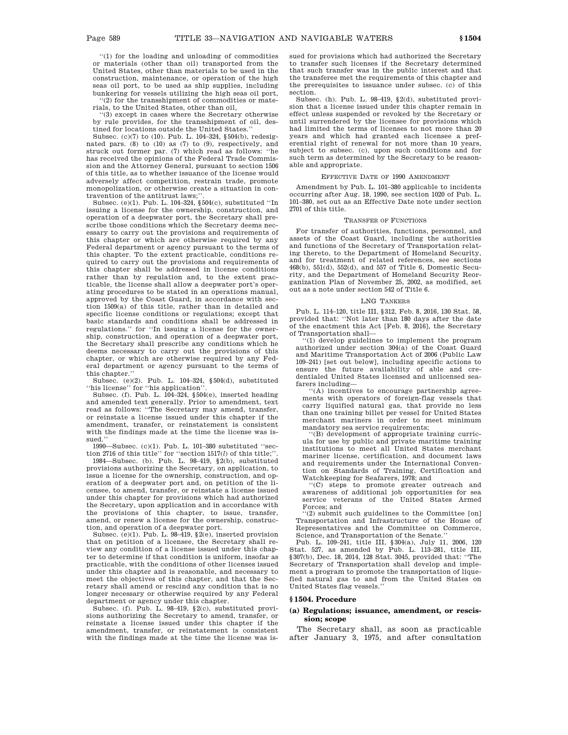"(1) for the loading and unloading of commodities or materials (other than oil) transported from the United States, other than materials to be used in the construction, maintenance, or operation of the high seas oil port, to be used as ship supplies, including bunkering for vessels utilizing the high seas oil port,

"(2) for the transshipment of commodities or materials, to the United States, other than oil,

"(3) except in cases where the Secretary otherwise by rule provides, for the transshipment of oil, destined for locations outside the United States."

Subsec. (c)(7) to (10). Pub. L. 104–324, §504(b), redesignated pars. (8) to (10) as (7) to (9), respectively, and struck out former par. (7) which read as follows: "he has received the opinions of the Federal Trade Commission and the Attorney General, pursuant to section 1506 of this title, as to whether issuance of the license would adversely affect competition, restrain trade, promote monopolization, or otherwise create a situation in contravention of the antitrust laws;".

Subsec. (e)(1). Pub. L. 104–324, §504(c), substituted "In issuing a license for the ownership, construction, and operation of a deepwater port, the Secretary shall prescribe those conditions which the Secretary deems necessary to carry out the provisions and requirements of this chapter or which are otherwise required by any Federal department or agency pursuant to the terms of this chapter. To the extent practicable, conditions required to carry out the provisions and requirements of this chapter shall be addressed in license conditions rather than by regulation and, to the extent practicable, the license shall allow a deepwater port's operating procedures to be stated in an operations manual, approved by the Coast Guard, in accordance with section 1509(a) of this title, rather than in detailed and specific license conditions or regulations; except that basic standards and conditions shall be addressed in regulations." for "In issuing a license for the ownership, construction, and operation of a deepwater port, the Secretary shall prescribe any conditions which he deems necessary to carry out the provisions of this chapter, or which are otherwise required by any Federal department or agency pursuant to the terms of this chapter."

Subsec. (e)(2). Pub. L. 104–324, §504(d), substituted "his license" for "his application".

Subsec. (f). Pub. L. 104–324, §504(e), inserted heading and amended text generally. Prior to amendment, text read as follows: "The Secretary may amend, transfer, or reinstate a license issued under this chapter if the amendment, transfer, or reinstatement is consistent with the findings made at the time the license was issued."

1990—Subsec. (c)(1). Pub. L. 101–380 substituted "section 2716 of this title" for "section 1517(*l*) of this title;".

1984—Subsec. (b). Pub. L. 98–419, §2(b), substituted provisions authorizing the Secretary, on application, to issue a license for the ownership, construction, and operation of a deepwater port and, on petition of the licensee, to amend, transfer, or reinstate a license issued under this chapter for provisions which had authorized the Secretary, upon application and in accordance with the provisions of this chapter, to issue, transfer, amend, or renew a license for the ownership, construction, and operation of a deepwater port.

Subsec. (e)(1). Pub. L. 98–419, §2(e), inserted provision that on petition of a licensee, the Secretary shall review any condition of a license issued under this chapter to determine if that condition is uniform, insofar as practicable, with the conditions of other licenses issued under this chapter and is reasonable, and necessary to meet the objectives of this chapter, and that the Secretary shall amend or rescind any condition that is no longer necessary or otherwise required by any Federal department or agency under this chapter.

Subsec. (f). Pub. L. 98–419, §2(c), substituted provisions authorizing the Secretary to amend, transfer, or reinstate a license issued under this chapter if the amendment, transfer, or reinstatement is consistent with the findings made at the time the license was issued for provisions which had authorized the Secretary to transfer such licenses if the Secretary determined that such transfer was in the public interest and that the transferee met the requirements of this chapter and the prerequisites to issuance under subsec. (c) of this section.

Subsec. (h). Pub. L. 98–419, §2(d), substituted provision that a license issued under this chapter remain in effect unless suspended or revoked by the Secretary or until surrendered by the licensee for provisions which had limited the terms of licenses to not more than 20 years and which had granted each licensee a preferential right of renewal for not more than 10 years, subject to subsec. (c), upon such conditions and for such term as determined by the Secretary to be reasonable and appropriate.

EFFECTIVE DATE OF 1990 AMENDMENT

Amendment by Pub. L. 101–380 applicable to incidents occurring after Aug. 18, 1990, see section 1020 of Pub. L. 101–380, set out as an Effective Date note under section 2701 of this title.

TRANSFER OF FUNCTIONS

For transfer of authorities, functions, personnel, and assets of the Coast Guard, including the authorities and functions of the Secretary of Transportation relating thereto, to the Department of Homeland Security, and for treatment of related references, see sections 468(b), 551(d), 552(d), and 557 of Title 6, Domestic Security, and the Department of Homeland Security Reorganization Plan of November 25, 2002, as modified, set out as a note under section 542 of Title 6.

LNG TANKERS

Pub. L. 114–120, title III, §312, Feb. 8, 2016, 130 Stat. 58, provided that: "Not later than 180 days after the date of the enactment this Act [Feb. 8, 2016], the Secretary of Transportation shall—

"(1) develop guidelines to implement the program authorized under section 304(a) of the Coast Guard and Maritime Transportation Act of 2006 (Public Law 109–241) [set out below], including specific actions to ensure the future availability of able and credentialed United States licensed and unlicensed seafarers including—

"(A) incentives to encourage partnership agreements with operators of foreign-flag vessels that carry liquified natural gas, that provide no less than one training billet per vessel for United States merchant mariners in order to meet minimum mandatory sea service requirements;

"(B) development of appropriate training curricula for use by public and private maritime training institutions to meet all United States merchant mariner license, certification, and document laws and requirements under the International Convention on Standards of Training, Certification and Watchkeeping for Seafarers, 1978; and

"(C) steps to promote greater outreach and awareness of additional job opportunities for sea service veterans of the United States Armed Forces; and

"(2) submit such guidelines to the Committee [on] Transportation and Infrastructure of the House of Representatives and the Committee on Commerce, Science, and Transportation of the Senate."

Pub. L. 109–241, title III, §304(a), July 11, 2006, 120 Stat. 527, as amended by Pub. L. 113–281, title III, §307(b), Dec. 18, 2014, 128 Stat. 3045, provided that: "The Secretary of Transportation shall develop and implement a program to promote the transportation of liquefied natural gas to and from the United States on United States flag vessels."

## §1504. Procedure

### (a) Regulations; issuance, amendment, or rescission; scope

The Secretary shall, as soon as practicable after January 3, 1975, and after consultation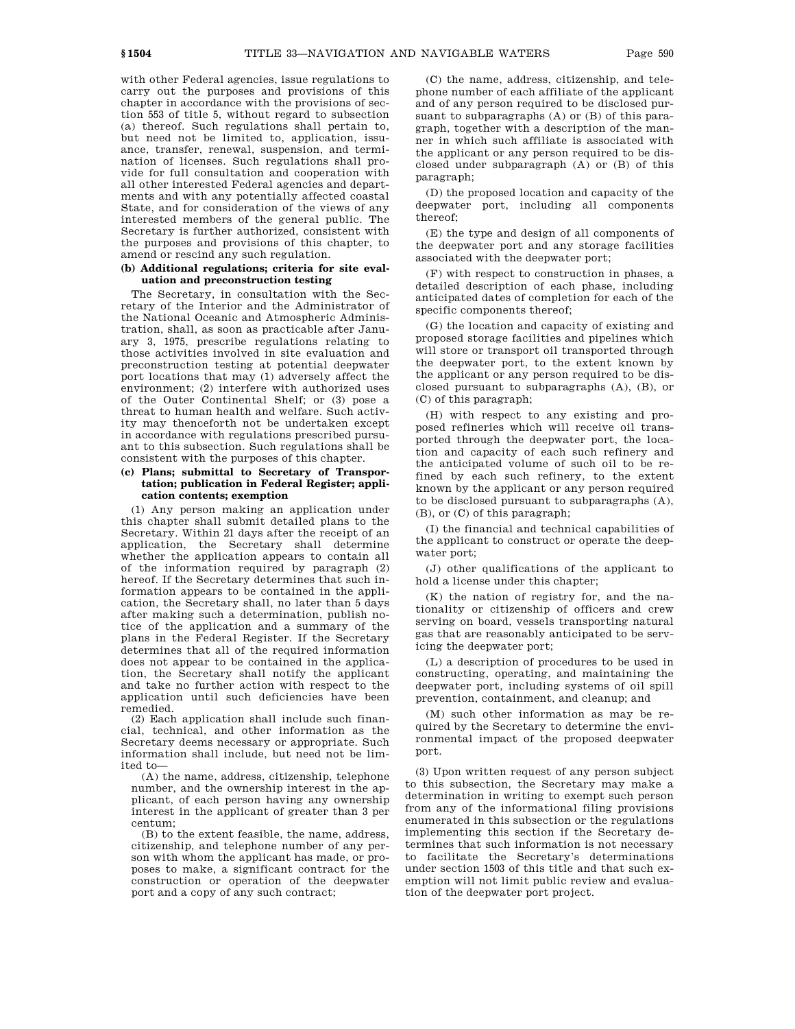with other Federal agencies, issue regulations to carry out the purposes and provisions of this chapter in accordance with the provisions of section 553 of title 5, without regard to subsection (a) thereof. Such regulations shall pertain to, but need not be limited to, application, issuance, transfer, renewal, suspension, and termination of licenses. Such regulations shall provide for full consultation and cooperation with all other interested Federal agencies and departments and with any potentially affected coastal State, and for consideration of the views of any interested members of the general public. The Secretary is further authorized, consistent with the purposes and provisions of this chapter, to amend or rescind any such regulation.

**(b) Additional regulations; criteria for site evaluation and preconstruction testing**

The Secretary, in consultation with the Secretary of the Interior and the Administrator of the National Oceanic and Atmospheric Administration, shall, as soon as practicable after January 3, 1975, prescribe regulations relating to those activities involved in site evaluation and preconstruction testing at potential deepwater port locations that may (1) adversely affect the environment; (2) interfere with authorized uses of the Outer Continental Shelf; or (3) pose a threat to human health and welfare. Such activity may thenceforth not be undertaken except in accordance with regulations prescribed pursuant to this subsection. Such regulations shall be consistent with the purposes of this chapter.

**(c) Plans; submittal to Secretary of Transportation; publication in Federal Register; application contents; exemption**

(1) Any person making an application under this chapter shall submit detailed plans to the Secretary. Within 21 days after the receipt of an application, the Secretary shall determine whether the application appears to contain all of the information required by paragraph (2) hereof. If the Secretary determines that such information appears to be contained in the application, the Secretary shall, no later than 5 days after making such a determination, publish notice of the application and a summary of the plans in the Federal Register. If the Secretary determines that all of the required information does not appear to be contained in the application, the Secretary shall notify the applicant and take no further action with respect to the application until such deficiencies have been remedied.

(2) Each application shall include such financial, technical, and other information as the Secretary deems necessary or appropriate. Such information shall include, but need not be limited to—

(A) the name, address, citizenship, telephone number, and the ownership interest in the applicant, of each person having any ownership interest in the applicant of greater than 3 per centum;

(B) to the extent feasible, the name, address, citizenship, and telephone number of any person with whom the applicant has made, or proposes to make, a significant contract for the construction or operation of the deepwater port and a copy of any such contract;

(C) the name, address, citizenship, and telephone number of each affiliate of the applicant and of any person required to be disclosed pursuant to subparagraphs (A) or (B) of this paragraph, together with a description of the manner in which such affiliate is associated with the applicant or any person required to be disclosed under subparagraph (A) or (B) of this paragraph;

(D) the proposed location and capacity of the deepwater port, including all components thereof;

(E) the type and design of all components of the deepwater port and any storage facilities associated with the deepwater port;

(F) with respect to construction in phases, a detailed description of each phase, including anticipated dates of completion for each of the specific components thereof;

(G) the location and capacity of existing and proposed storage facilities and pipelines which will store or transport oil transported through the deepwater port, to the extent known by the applicant or any person required to be disclosed pursuant to subparagraphs (A), (B), or (C) of this paragraph;

(H) with respect to any existing and proposed refineries which will receive oil transported through the deepwater port, the location and capacity of each such refinery and the anticipated volume of such oil to be refined by each such refinery, to the extent known by the applicant or any person required to be disclosed pursuant to subparagraphs (A), (B), or (C) of this paragraph;

(I) the financial and technical capabilities of the applicant to construct or operate the deepwater port;

(J) other qualifications of the applicant to hold a license under this chapter;

(K) the nation of registry for, and the nationality or citizenship of officers and crew serving on board, vessels transporting natural gas that are reasonably anticipated to be servicing the deepwater port;

(L) a description of procedures to be used in constructing, operating, and maintaining the deepwater port, including systems of oil spill prevention, containment, and cleanup; and

(M) such other information as may be required by the Secretary to determine the environmental impact of the proposed deepwater port.

(3) Upon written request of any person subject to this subsection, the Secretary may make a determination in writing to exempt such person from any of the informational filing provisions enumerated in this subsection or the regulations implementing this section if the Secretary determines that such information is not necessary to facilitate the Secretary's determinations under section 1503 of this title and that such exemption will not limit public review and evaluation of the deepwater port project.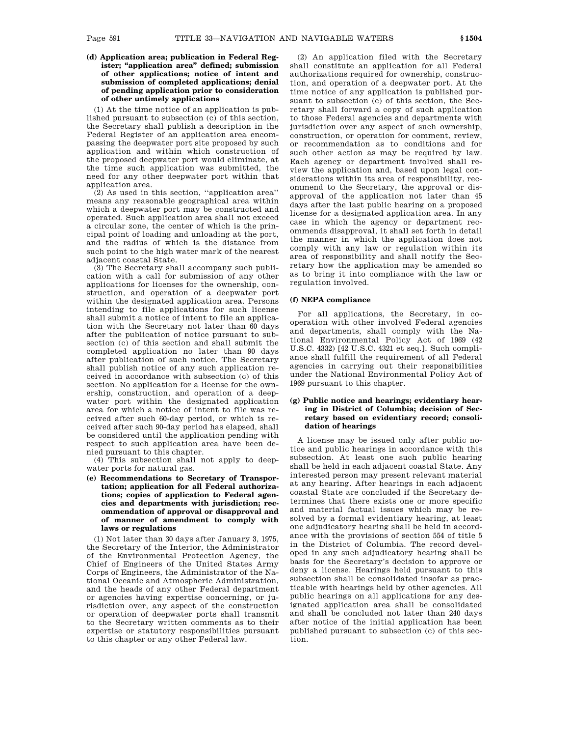**(d) Application area; publication in Federal Register; "application area" defined; submission of other applications; notice of intent and submission of completed applications; denial of pending application prior to consideration of other untimely applications**

(1) At the time notice of an application is published pursuant to subsection (c) of this section, the Secretary shall publish a description in the Federal Register of an application area encompassing the deepwater port site proposed by such application and within which construction of the proposed deepwater port would eliminate, at the time such application was submitted, the need for any other deepwater port within that application area.

(2) As used in this section, ''application area'' means any reasonable geographical area within which a deepwater port may be constructed and operated. Such application area shall not exceed a circular zone, the center of which is the principal point of loading and unloading at the port, and the radius of which is the distance from such point to the high water mark of the nearest adjacent coastal State.

(3) The Secretary shall accompany such publication with a call for submission of any other applications for licenses for the ownership, construction, and operation of a deepwater port within the designated application area. Persons intending to file applications for such license shall submit a notice of intent to file an application with the Secretary not later than 60 days after the publication of notice pursuant to subsection (c) of this section and shall submit the completed application no later than 90 days after publication of such notice. The Secretary shall publish notice of any such application received in accordance with subsection (c) of this section. No application for a license for the ownership, construction, and operation of a deepwater port within the designated application area for which a notice of intent to file was received after such 60-day period, or which is received after such 90-day period has elapsed, shall be considered until the application pending with respect to such application area have been denied pursuant to this chapter.

(4) This subsection shall not apply to deepwater ports for natural gas.

**(e) Recommendations to Secretary of Transportation; application for all Federal authorizations; copies of application to Federal agencies and departments with jurisdiction; recommendation of approval or disapproval and of manner of amendment to comply with laws or regulations**

(1) Not later than 30 days after January 3, 1975, the Secretary of the Interior, the Administrator of the Environmental Protection Agency, the Chief of Engineers of the United States Army Corps of Engineers, the Administrator of the National Oceanic and Atmospheric Administration, and the heads of any other Federal department or agencies having expertise concerning, or jurisdiction over, any aspect of the construction or operation of deepwater ports shall transmit to the Secretary written comments as to their expertise or statutory responsibilities pursuant to this chapter or any other Federal law.

(2) An application filed with the Secretary shall constitute an application for all Federal authorizations required for ownership, construction, and operation of a deepwater port. At the time notice of any application is published pursuant to subsection (c) of this section, the Secretary shall forward a copy of such application to those Federal agencies and departments with jurisdiction over any aspect of such ownership, construction, or operation for comment, review, or recommendation as to conditions and for such other action as may be required by law. Each agency or department involved shall review the application and, based upon legal considerations within its area of responsibility, recommend to the Secretary, the approval or disapproval of the application not later than 45 days after the last public hearing on a proposed license for a designated application area. In any case in which the agency or department recommends disapproval, it shall set forth in detail the manner in which the application does not comply with any law or regulation within its area of responsibility and shall notify the Secretary how the application may be amended so as to bring it into compliance with the law or regulation involved.

**(f) NEPA compliance**

For all applications, the Secretary, in cooperation with other involved Federal agencies and departments, shall comply with the National Environmental Policy Act of 1969 (42 U.S.C. 4332) [42 U.S.C. 4321 et seq.]. Such compliance shall fulfill the requirement of all Federal agencies in carrying out their responsibilities under the National Environmental Policy Act of 1969 pursuant to this chapter.

**(g) Public notice and hearings; evidentiary hearing in District of Columbia; decision of Secretary based on evidentiary record; consolidation of hearings**

A license may be issued only after public notice and public hearings in accordance with this subsection. At least one such public hearing shall be held in each adjacent coastal State. Any interested person may present relevant material at any hearing. After hearings in each adjacent coastal State are concluded if the Secretary determines that there exists one or more specific and material factual issues which may be resolved by a formal evidentiary hearing, at least one adjudicatory hearing shall be held in accordance with the provisions of section 554 of title 5 in the District of Columbia. The record developed in any such adjudicatory hearing shall be basis for the Secretary's decision to approve or deny a license. Hearings held pursuant to this subsection shall be consolidated insofar as practicable with hearings held by other agencies. All public hearings on all applications for any designated application area shall be consolidated and shall be concluded not later than 240 days after notice of the initial application has been published pursuant to subsection (c) of this section.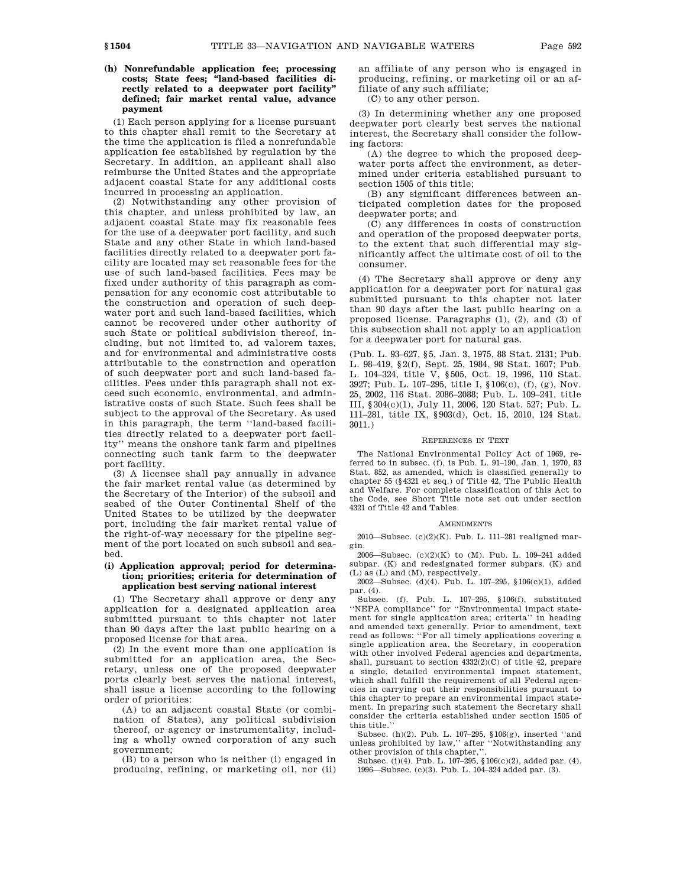**(h) Nonrefundable application fee; processing costs; State fees; "land-based facilities directly related to a deepwater port facility" defined; fair market rental value, advance payment**

(1) Each person applying for a license pursuant to this chapter shall remit to the Secretary at the time the application is filed a nonrefundable application fee established by regulation by the Secretary. In addition, an applicant shall also reimburse the United States and the appropriate adjacent coastal State for any additional costs incurred in processing an application.

(2) Notwithstanding any other provision of this chapter, and unless prohibited by law, an adjacent coastal State may fix reasonable fees for the use of a deepwater port facility, and such State and any other State in which land-based facilities directly related to a deepwater port facility are located may set reasonable fees for the use of such land-based facilities. Fees may be fixed under authority of this paragraph as compensation for any economic cost attributable to the construction and operation of such deepwater port and such land-based facilities, which cannot be recovered under other authority of such State or political subdivision thereof, including, but not limited to, ad valorem taxes, and for environmental and administrative costs attributable to the construction and operation of such deepwater port and such land-based facilities. Fees under this paragraph shall not exceed such economic, environmental, and administrative costs of such State. Such fees shall be subject to the approval of the Secretary. As used in this paragraph, the term ''land-based facilities directly related to a deepwater port facility'' means the onshore tank farm and pipelines connecting such tank farm to the deepwater port facility.

(3) A licensee shall pay annually in advance the fair market rental value (as determined by the Secretary of the Interior) of the subsoil and seabed of the Outer Continental Shelf of the United States to be utilized by the deepwater port, including the fair market rental value of the right-of-way necessary for the pipeline segment of the port located on such subsoil and seabed.

**(i) Application approval; period for determination; priorities; criteria for determination of application best serving national interest**

(1) The Secretary shall approve or deny any application for a designated application area submitted pursuant to this chapter not later than 90 days after the last public hearing on a proposed license for that area.

(2) In the event more than one application is submitted for an application area, the Secretary, unless one of the proposed deepwater ports clearly best serves the national interest, shall issue a license according to the following order of priorities:

(A) to an adjacent coastal State (or combination of States), any political subdivision thereof, or agency or instrumentality, including a wholly owned corporation of any such government;

(B) to a person who is neither (i) engaged in producing, refining, or marketing oil, nor (ii) an affiliate of any person who is engaged in producing, refining, or marketing oil or an affiliate of any such affiliate;

(C) to any other person.

(3) In determining whether any one proposed deepwater port clearly best serves the national interest, the Secretary shall consider the following factors:

(A) the degree to which the proposed deepwater ports affect the environment, as determined under criteria established pursuant to section 1505 of this title;

(B) any significant differences between anticipated completion dates for the proposed deepwater ports; and

(C) any differences in costs of construction and operation of the proposed deepwater ports, to the extent that such differential may significantly affect the ultimate cost of oil to the consumer.

(4) The Secretary shall approve or deny any application for a deepwater port for natural gas submitted pursuant to this chapter not later than 90 days after the last public hearing on a proposed license. Paragraphs (1), (2), and (3) of this subsection shall not apply to an application for a deepwater port for natural gas.

(Pub. L. 93–627, §5, Jan. 3, 1975, 88 Stat. 2131; Pub. L. 98–419, §2(f), Sept. 25, 1984, 98 Stat. 1607; Pub. L. 104–324, title V, §505, Oct. 19, 1996, 110 Stat. 3927; Pub. L. 107–295, title I, §106(c), (f), (g), Nov. 25, 2002, 116 Stat. 2086–2088; Pub. L. 109–241, title III, §304(c)(1), July 11, 2006, 120 Stat. 527; Pub. L. 111–281, title IX, §903(d), Oct. 15, 2010, 124 Stat. 3011.)

REFERENCES IN TEXT

The National Environmental Policy Act of 1969, referred to in subsec. (f), is Pub. L. 91–190, Jan. 1, 1970, 83 Stat. 852, as amended, which is classified generally to chapter 55 (§4321 et seq.) of Title 42, The Public Health and Welfare. For complete classification of this Act to the Code, see Short Title note set out under section 4321 of Title 42 and Tables.

AMENDMENTS

2010—Subsec. (c)(2)(K). Pub. L. 111–281 realigned margin.

2006—Subsec. (c)(2)(K) to (M). Pub. L. 109–241 added subpar. (K) and redesignated former subpars. (K) and (L) as (L) and (M), respectively.

2002—Subsec. (d)(4). Pub. L. 107–295, §106(c)(1), added par. (4).

Subsec. (f). Pub. L. 107–295, §106(f), substituted ''NEPA compliance'' for ''Environmental impact statement for single application area; criteria'' in heading and amended text generally. Prior to amendment, text read as follows: ''For all timely applications covering a single application area, the Secretary, in cooperation with other involved Federal agencies and departments, shall, pursuant to section 4332(2)(C) of title 42, prepare a single, detailed environmental impact statement, which shall fulfill the requirement of all Federal agencies in carrying out their responsibilities pursuant to this chapter to prepare an environmental impact statement. In preparing such statement the Secretary shall consider the criteria established under section 1505 of this title.''

Subsec. (h)(2). Pub. L. 107–295, §106(g), inserted ''and unless prohibited by law,'' after ''Notwithstanding any other provision of this chapter,''.

Subsec. (i)(4). Pub. L. 107–295, §106(c)(2), added par. (4).

1996—Subsec. (c)(3). Pub. L. 104–324 added par. (3).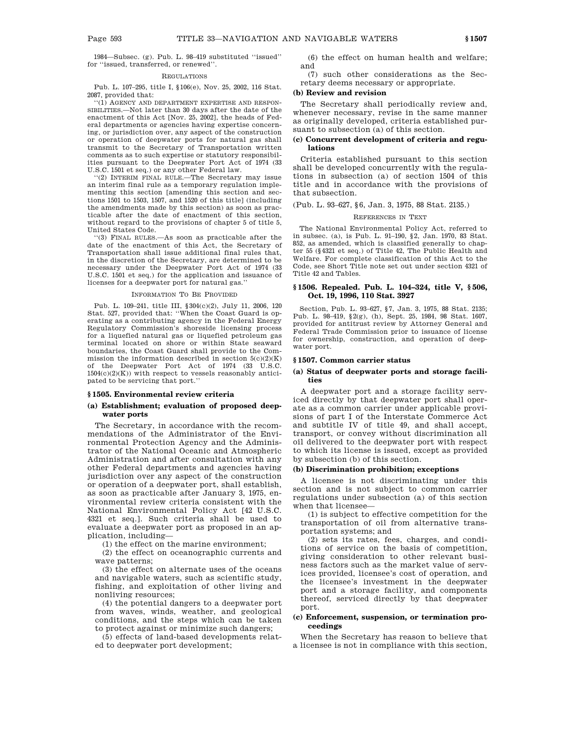1984—Subsec. (g). Pub. L. 98–419 substituted "issued" for "issued, transferred, or renewed".

REGULATIONS

Pub. L. 107–295, title I, §106(e), Nov. 25, 2002, 116 Stat. 2087, provided that:

"(1) AGENCY AND DEPARTMENT EXPERTISE AND RESPONSIBILITIES.—Not later than 30 days after the date of the enactment of this Act [Nov. 25, 2002], the heads of Federal departments or agencies having expertise concerning, or jurisdiction over, any aspect of the construction or operation of deepwater ports for natural gas shall transmit to the Secretary of Transportation written comments as to such expertise or statutory responsibilities pursuant to the Deepwater Port Act of 1974 (33 U.S.C. 1501 et seq.) or any other Federal law.

"(2) INTERIM FINAL RULE.—The Secretary may issue an interim final rule as a temporary regulation implementing this section [amending this section and sections 1501 to 1503, 1507, and 1520 of this title] (including the amendments made by this section) as soon as practicable after the date of enactment of this section, without regard to the provisions of chapter 5 of title 5, United States Code.

"(3) FINAL RULES.—As soon as practicable after the date of the enactment of this Act, the Secretary of Transportation shall issue additional final rules that, in the discretion of the Secretary, are determined to be necessary under the Deepwater Port Act of 1974 (33 U.S.C. 1501 et seq.) for the application and issuance of licenses for a deepwater port for natural gas."

INFORMATION TO BE PROVIDED

Pub. L. 109–241, title III, §304(c)(2), July 11, 2006, 120 Stat. 527, provided that: "When the Coast Guard is operating as a contributing agency in the Federal Energy Regulatory Commission's shoreside licensing process for a liquefied natural gas or liquefied petroleum gas terminal located on shore or within State seaward boundaries, the Coast Guard shall provide to the Commission the information described in section 5(c)(2)(K) of the Deepwater Port Act of 1974 (33 U.S.C. 1504(c)(2)(K)) with respect to vessels reasonably anticipated to be servicing that port."

## §1505. Environmental review criteria

### (a) Establishment; evaluation of proposed deepwater ports

The Secretary, in accordance with the recommendations of the Administrator of the Environmental Protection Agency and the Administrator of the National Oceanic and Atmospheric Administration and after consultation with any other Federal departments and agencies having jurisdiction over any aspect of the construction or operation of a deepwater port, shall establish, as soon as practicable after January 3, 1975, environmental review criteria consistent with the National Environmental Policy Act [42 U.S.C. 4321 et seq.]. Such criteria shall be used to evaluate a deepwater port as proposed in an application, including—

(1) the effect on the marine environment;

(2) the effect on oceanographic currents and wave patterns;

(3) the effect on alternate uses of the oceans and navigable waters, such as scientific study, fishing, and exploitation of other living and nonliving resources;

(4) the potential dangers to a deepwater port from waves, winds, weather, and geological conditions, and the steps which can be taken to protect against or minimize such dangers;

(5) effects of land-based developments related to deepwater port development;

(6) the effect on human health and welfare; and

(7) such other considerations as the Secretary deems necessary or appropriate.

### (b) Review and revision

The Secretary shall periodically review and, whenever necessary, revise in the same manner as originally developed, criteria established pursuant to subsection (a) of this section.

### (c) Concurrent development of criteria and regulations

Criteria established pursuant to this section shall be developed concurrently with the regulations in subsection (a) of section 1504 of this title and in accordance with the provisions of that subsection.

(Pub. L. 93–627, §6, Jan. 3, 1975, 88 Stat. 2135.)

REFERENCES IN TEXT

The National Environmental Policy Act, referred to in subsec. (a), is Pub. L. 91–190, §2, Jan. 1970, 83 Stat. 852, as amended, which is classified generally to chapter 55 (§4321 et seq.) of Title 42, The Public Health and Welfare. For complete classification of this Act to the Code, see Short Title note set out under section 4321 of Title 42 and Tables.

## §1506. Repealed. Pub. L. 104–324, title V, §506, Oct. 19, 1996, 110 Stat. 3927

Section, Pub. L. 93–627, §7, Jan. 3, 1975, 88 Stat. 2135; Pub. L. 98–419, §2(g), (h), Sept. 25, 1984, 98 Stat. 1607, provided for antitrust review by Attorney General and Federal Trade Commission prior to issuance of license for ownership, construction, and operation of deepwater port.

## §1507. Common carrier status

### (a) Status of deepwater ports and storage facilities

A deepwater port and a storage facility serviced directly by that deepwater port shall operate as a common carrier under applicable provisions of part I of the Interstate Commerce Act and subtitle IV of title 49, and shall accept, transport, or convey without discrimination all oil delivered to the deepwater port with respect to which its license is issued, except as provided by subsection (b) of this section.

### (b) Discrimination prohibition; exceptions

A licensee is not discriminating under this section and is not subject to common carrier regulations under subsection (a) of this section when that licensee—

(1) is subject to effective competition for the transportation of oil from alternative transportation systems; and

(2) sets its rates, fees, charges, and conditions of service on the basis of competition, giving consideration to other relevant business factors such as the market value of services provided, licensee's cost of operation, and the licensee's investment in the deepwater port and a storage facility, and components thereof, serviced directly by that deepwater port.

### (c) Enforcement, suspension, or termination proceedings

When the Secretary has reason to believe that a licensee is not in compliance with this section,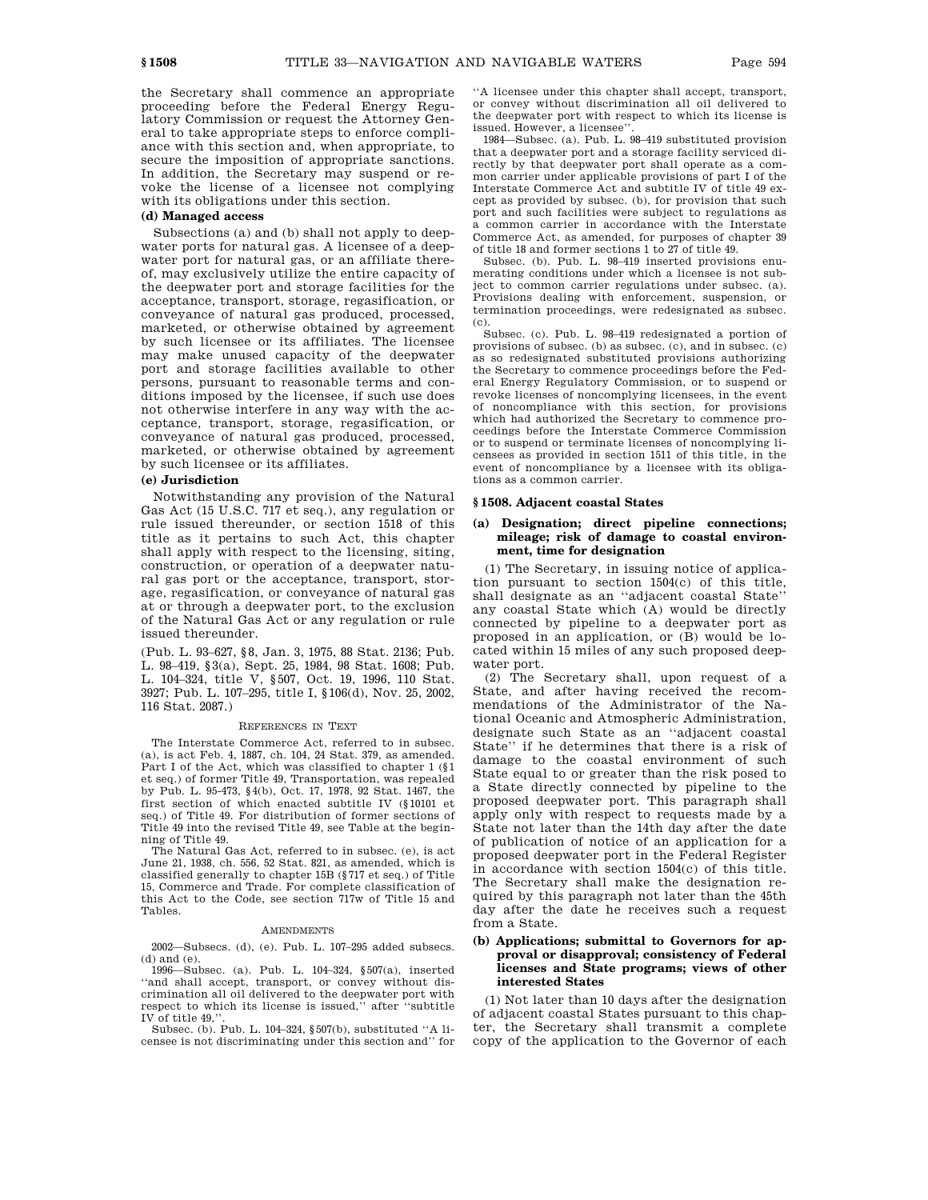the Secretary shall commence an appropriate proceeding before the Federal Energy Regulatory Commission or request the Attorney General to take appropriate steps to enforce compliance with this section and, when appropriate, to secure the imposition of appropriate sanctions. In addition, the Secretary may suspend or revoke the license of a licensee not complying with its obligations under this section.

**(d) Managed access**

Subsections (a) and (b) shall not apply to deepwater ports for natural gas. A licensee of a deepwater port for natural gas, or an affiliate thereof, may exclusively utilize the entire capacity of the deepwater port and storage facilities for the acceptance, transport, storage, regasification, or conveyance of natural gas produced, processed, marketed, or otherwise obtained by agreement by such licensee or its affiliates. The licensee may make unused capacity of the deepwater port and storage facilities available to other persons, pursuant to reasonable terms and conditions imposed by the licensee, if such use does not otherwise interfere in any way with the acceptance, transport, storage, regasification, or conveyance of natural gas produced, processed, marketed, or otherwise obtained by agreement by such licensee or its affiliates.

**(e) Jurisdiction**

Notwithstanding any provision of the Natural Gas Act (15 U.S.C. 717 et seq.), any regulation or rule issued thereunder, or section 1518 of this title as it pertains to such Act, this chapter shall apply with respect to the licensing, siting, construction, or operation of a deepwater natural gas port or the acceptance, transport, storage, regasification, or conveyance of natural gas at or through a deepwater port, to the exclusion of the Natural Gas Act or any regulation or rule issued thereunder.

(Pub. L. 93–627, §8, Jan. 3, 1975, 88 Stat. 2136; Pub. L. 98–419, §3(a), Sept. 25, 1984, 98 Stat. 1608; Pub. L. 104–324, title V, §507, Oct. 19, 1996, 110 Stat. 3927; Pub. L. 107–295, title I, §106(d), Nov. 25, 2002, 116 Stat. 2087.)

REFERENCES IN TEXT

The Interstate Commerce Act, referred to in subsec. (a), is act Feb. 4, 1887, ch. 104, 24 Stat. 379, as amended. Part I of the Act, which was classified to chapter 1 (§1 et seq.) of former Title 49, Transportation, was repealed by Pub. L. 95-473, §4(b), Oct. 17, 1978, 92 Stat. 1467, the first section of which enacted subtitle IV (§10101 et seq.) of Title 49. For distribution of former sections of Title 49 into the revised Title 49, see Table at the beginning of Title 49.

The Natural Gas Act, referred to in subsec. (e), is act June 21, 1938, ch. 556, 52 Stat. 821, as amended, which is classified generally to chapter 15B (§717 et seq.) of Title 15, Commerce and Trade. For complete classification of this Act to the Code, see section 717w of Title 15 and Tables.

AMENDMENTS

2002—Subsecs. (d), (e). Pub. L. 107–295 added subsecs. (d) and (e).

1996—Subsec. (a). Pub. L. 104–324, §507(a), inserted ''and shall accept, transport, or convey without discrimination all oil delivered to the deepwater port with respect to which its license is issued,'' after ''subtitle IV of title 49,''.

Subsec. (b). Pub. L. 104–324, §507(b), substituted ''A licensee is not discriminating under this section and'' for ''A licensee under this chapter shall accept, transport, or convey without discrimination all oil delivered to the deepwater port with respect to which its license is issued. However, a licensee''.

1984—Subsec. (a). Pub. L. 98–419 substituted provision that a deepwater port and a storage facility serviced directly by that deepwater port shall operate as a common carrier under applicable provisions of part I of the Interstate Commerce Act and subtitle IV of title 49 except as provided by subsec. (b), for provision that such port and such facilities were subject to regulations as a common carrier in accordance with the Interstate Commerce Act, as amended, for purposes of chapter 39 of title 18 and former sections 1 to 27 of title 49.

Subsec. (b). Pub. L. 98–419 inserted provisions enumerating conditions under which a licensee is not subject to common carrier regulations under subsec. (a). Provisions dealing with enforcement, suspension, or termination proceedings, were redesignated as subsec. (c).

Subsec. (c). Pub. L. 98–419 redesignated a portion of provisions of subsec. (b) as subsec. (c), and in subsec. (c) as so redesignated substituted provisions authorizing the Secretary to commence proceedings before the Federal Energy Regulatory Commission, or to suspend or revoke licenses of noncomplying licensees, in the event of noncompliance with this section, for provisions which had authorized the Secretary to commence proceedings before the Interstate Commerce Commission or to suspend or terminate licenses of noncomplying licensees as provided in section 1511 of this title, in the event of noncompliance by a licensee with its obligations as a common carrier.

## §1508. Adjacent coastal States

### (a) Designation; direct pipeline connections; mileage; risk of damage to coastal environment, time for designation

(1) The Secretary, in issuing notice of application pursuant to section 1504(c) of this title, shall designate as an ''adjacent coastal State'' any coastal State which (A) would be directly connected by pipeline to a deepwater port as proposed in an application, or (B) would be located within 15 miles of any such proposed deepwater port.

(2) The Secretary shall, upon request of a State, and after having received the recommendations of the Administrator of the National Oceanic and Atmospheric Administration, designate such State as an ''adjacent coastal State'' if he determines that there is a risk of damage to the coastal environment of such State equal to or greater than the risk posed to a State directly connected by pipeline to the proposed deepwater port. This paragraph shall apply only with respect to requests made by a State not later than the 14th day after the date of publication of notice of an application for a proposed deepwater port in the Federal Register in accordance with section 1504(c) of this title. The Secretary shall make the designation required by this paragraph not later than the 45th day after the date he receives such a request from a State.

### (b) Applications; submittal to Governors for approval or disapproval; consistency of Federal licenses and State programs; views of other interested States

(1) Not later than 10 days after the designation of adjacent coastal States pursuant to this chapter, the Secretary shall transmit a complete copy of the application to the Governor of each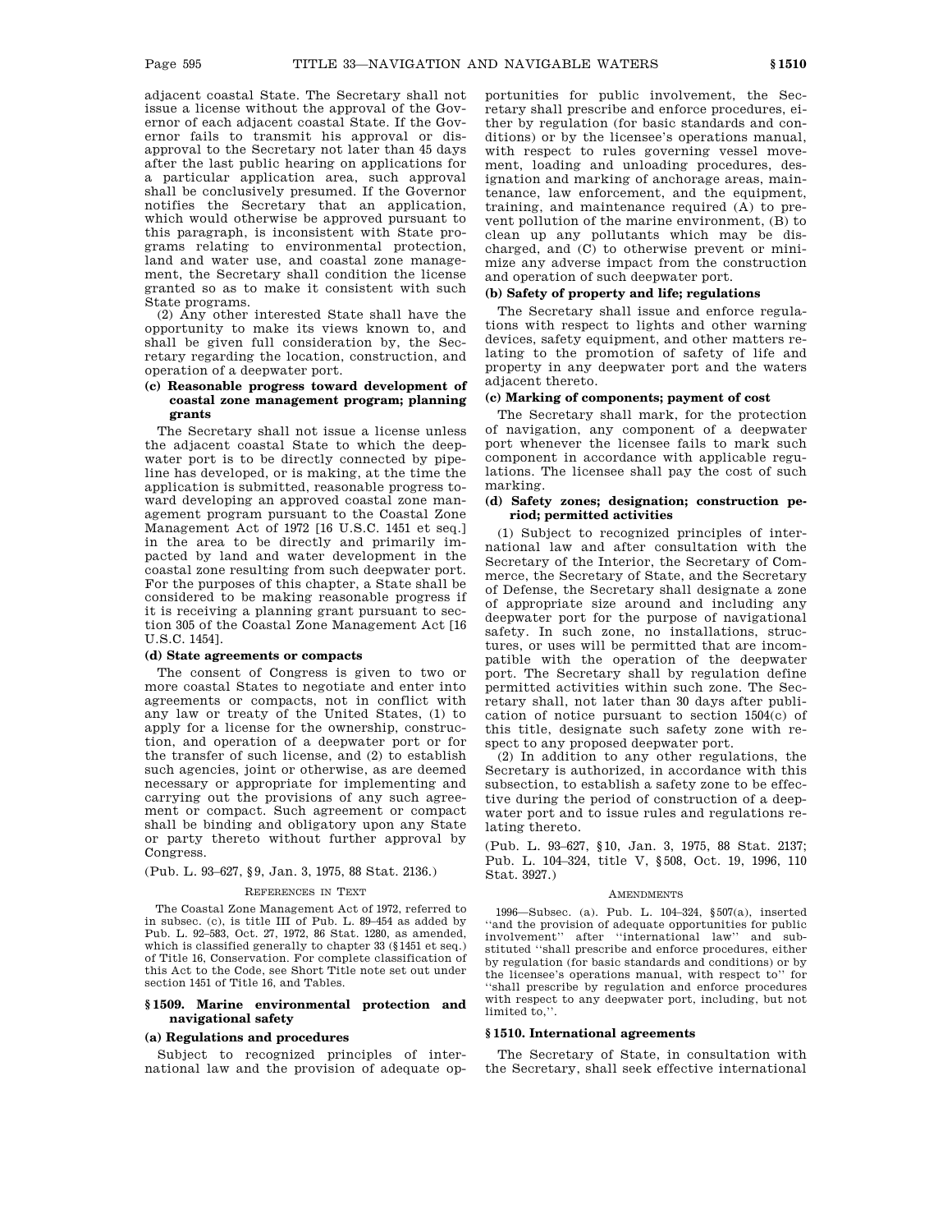adjacent coastal State. The Secretary shall not issue a license without the approval of the Governor of each adjacent coastal State. If the Governor fails to transmit his approval or disapproval to the Secretary not later than 45 days after the last public hearing on applications for a particular application area, such approval shall be conclusively presumed. If the Governor notifies the Secretary that an application, which would otherwise be approved pursuant to this paragraph, is inconsistent with State programs relating to environmental protection, land and water use, and coastal zone management, the Secretary shall condition the license granted so as to make it consistent with such State programs.

(2) Any other interested State shall have the opportunity to make its views known to, and shall be given full consideration by, the Secretary regarding the location, construction, and operation of a deepwater port.

#### (c) Reasonable progress toward development of coastal zone management program; planning grants

The Secretary shall not issue a license unless the adjacent coastal State to which the deepwater port is to be directly connected by pipeline has developed, or is making, at the time the application is submitted, reasonable progress toward developing an approved coastal zone management program pursuant to the Coastal Zone Management Act of 1972 [16 U.S.C. 1451 et seq.] in the area to be directly and primarily impacted by land and water development in the coastal zone resulting from such deepwater port. For the purposes of this chapter, a State shall be considered to be making reasonable progress if it is receiving a planning grant pursuant to section 305 of the Coastal Zone Management Act [16 U.S.C. 1454].

#### (d) State agreements or compacts

The consent of Congress is given to two or more coastal States to negotiate and enter into agreements or compacts, not in conflict with any law or treaty of the United States, (1) to apply for a license for the ownership, construction, and operation of a deepwater port or for the transfer of such license, and (2) to establish such agencies, joint or otherwise, as are deemed necessary or appropriate for implementing and carrying out the provisions of any such agreement or compact. Such agreement or compact shall be binding and obligatory upon any State or party thereto without further approval by Congress.

(Pub. L. 93–627, §9, Jan. 3, 1975, 88 Stat. 2136.)

REFERENCES IN TEXT

The Coastal Zone Management Act of 1972, referred to in subsec. (c), is title III of Pub. L. 89–454 as added by Pub. L. 92–583, Oct. 27, 1972, 86 Stat. 1280, as amended, which is classified generally to chapter 33 (§1451 et seq.) of Title 16, Conservation. For complete classification of this Act to the Code, see Short Title note set out under section 1451 of Title 16, and Tables.

### §1509. Marine environmental protection and navigational safety

#### (a) Regulations and procedures

Subject to recognized principles of international law and the provision of adequate opportunities for public involvement, the Secretary shall prescribe and enforce procedures, either by regulation (for basic standards and conditions) or by the licensee's operations manual, with respect to rules governing vessel movement, loading and unloading procedures, designation and marking of anchorage areas, maintenance, law enforcement, and the equipment, training, and maintenance required (A) to prevent pollution of the marine environment, (B) to clean up any pollutants which may be discharged, and (C) to otherwise prevent or minimize any adverse impact from the construction and operation of such deepwater port.

#### (b) Safety of property and life; regulations

The Secretary shall issue and enforce regulations with respect to lights and other warning devices, safety equipment, and other matters relating to the promotion of safety of life and property in any deepwater port and the waters adjacent thereto.

#### (c) Marking of components; payment of cost

The Secretary shall mark, for the protection of navigation, any component of a deepwater port whenever the licensee fails to mark such component in accordance with applicable regulations. The licensee shall pay the cost of such marking.

#### (d) Safety zones; designation; construction period; permitted activities

(1) Subject to recognized principles of international law and after consultation with the Secretary of the Interior, the Secretary of Commerce, the Secretary of State, and the Secretary of Defense, the Secretary shall designate a zone of appropriate size around and including any deepwater port for the purpose of navigational safety. In such zone, no installations, structures, or uses will be permitted that are incompatible with the operation of the deepwater port. The Secretary shall by regulation define permitted activities within such zone. The Secretary shall, not later than 30 days after publication of notice pursuant to section 1504(c) of this title, designate such safety zone with respect to any proposed deepwater port.

(2) In addition to any other regulations, the Secretary is authorized, in accordance with this subsection, to establish a safety zone to be effective during the period of construction of a deepwater port and to issue rules and regulations relating thereto.

(Pub. L. 93–627, §10, Jan. 3, 1975, 88 Stat. 2137; Pub. L. 104–324, title V, §508, Oct. 19, 1996, 110 Stat. 3927.)

AMENDMENTS

1996—Subsec. (a). Pub. L. 104–324, §507(a), inserted "and the provision of adequate opportunities for public involvement" after "international law" and substituted "shall prescribe and enforce procedures, either by regulation (for basic standards and conditions) or by the licensee's operations manual, with respect to" for "shall prescribe by regulation and enforce procedures with respect to any deepwater port, including, but not limited to,".

### §1510. International agreements

The Secretary of State, in consultation with the Secretary, shall seek effective international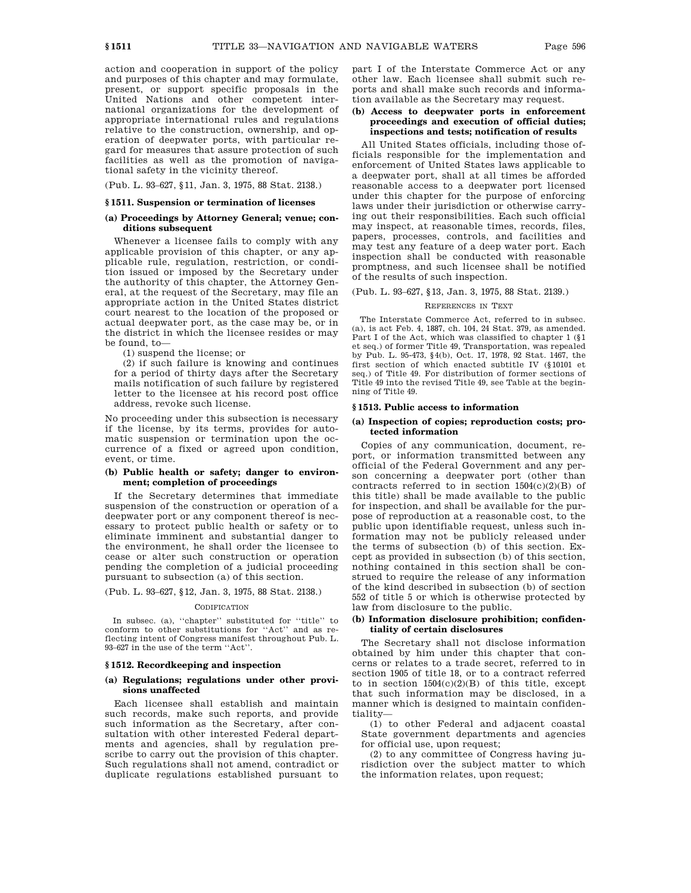action and cooperation in support of the policy and purposes of this chapter and may formulate, present, or support specific proposals in the United Nations and other competent international organizations for the development of appropriate international rules and regulations relative to the construction, ownership, and operation of deepwater ports, with particular regard for measures that assure protection of such facilities as well as the promotion of navigational safety in the vicinity thereof.

(Pub. L. 93–627, §11, Jan. 3, 1975, 88 Stat. 2138.)

### §1511. Suspension or termination of licenses

#### (a) Proceedings by Attorney General; venue; conditions subsequent

Whenever a licensee fails to comply with any applicable provision of this chapter, or any applicable rule, regulation, restriction, or condition issued or imposed by the Secretary under the authority of this chapter, the Attorney General, at the request of the Secretary, may file an appropriate action in the United States district court nearest to the location of the proposed or actual deepwater port, as the case may be, or in the district in which the licensee resides or may be found, to—

(1) suspend the license; or

(2) if such failure is knowing and continues for a period of thirty days after the Secretary mails notification of such failure by registered letter to the licensee at his record post office address, revoke such license.

No proceeding under this subsection is necessary if the license, by its terms, provides for automatic suspension or termination upon the occurrence of a fixed or agreed upon condition, event, or time.

#### (b) Public health or safety; danger to environment; completion of proceedings

If the Secretary determines that immediate suspension of the construction or operation of a deepwater port or any component thereof is necessary to protect public health or safety or to eliminate imminent and substantial danger to the environment, he shall order the licensee to cease or alter such construction or operation pending the completion of a judicial proceeding pursuant to subsection (a) of this section.

(Pub. L. 93–627, §12, Jan. 3, 1975, 88 Stat. 2138.)

CODIFICATION

In subsec. (a), ''chapter'' substituted for ''title'' to conform to other substitutions for ''Act'' and as reflecting intent of Congress manifest throughout Pub. L. 93–627 in the use of the term ''Act''.

### §1512. Recordkeeping and inspection

#### (a) Regulations; regulations under other provisions unaffected

Each licensee shall establish and maintain such records, make such reports, and provide such information as the Secretary, after consultation with other interested Federal departments and agencies, shall by regulation prescribe to carry out the provision of this chapter. Such regulations shall not amend, contradict or duplicate regulations established pursuant to part I of the Interstate Commerce Act or any other law. Each licensee shall submit such reports and shall make such records and information available as the Secretary may request.

#### (b) Access to deepwater ports in enforcement proceedings and execution of official duties; inspections and tests; notification of results

All United States officials, including those officials responsible for the implementation and enforcement of United States laws applicable to a deepwater port, shall at all times be afforded reasonable access to a deepwater port licensed under this chapter for the purpose of enforcing laws under their jurisdiction or otherwise carrying out their responsibilities. Each such official may inspect, at reasonable times, records, files, papers, processes, controls, and facilities and may test any feature of a deep water port. Each inspection shall be conducted with reasonable promptness, and such licensee shall be notified of the results of such inspection.

(Pub. L. 93–627, §13, Jan. 3, 1975, 88 Stat. 2139.)

REFERENCES IN TEXT

The Interstate Commerce Act, referred to in subsec. (a), is act Feb. 4, 1887, ch. 104, 24 Stat. 379, as amended. Part I of the Act, which was classified to chapter 1 (§1 et seq.) of former Title 49, Transportation, was repealed by Pub. L. 95-473, §4(b), Oct. 17, 1978, 92 Stat. 1467, the first section of which enacted subtitle IV (§10101 et seq.) of Title 49. For distribution of former sections of Title 49 into the revised Title 49, see Table at the beginning of Title 49.

### §1513. Public access to information

#### (a) Inspection of copies; reproduction costs; protected information

Copies of any communication, document, report, or information transmitted between any official of the Federal Government and any person concerning a deepwater port (other than contracts referred to in section 1504(c)(2)(B) of this title) shall be made available to the public for inspection, and shall be available for the purpose of reproduction at a reasonable cost, to the public upon identifiable request, unless such information may not be publicly released under the terms of subsection (b) of this section. Except as provided in subsection (b) of this section, nothing contained in this section shall be construed to require the release of any information of the kind described in subsection (b) of section 552 of title 5 or which is otherwise protected by law from disclosure to the public.

#### (b) Information disclosure prohibition; confidentiality of certain disclosures

The Secretary shall not disclose information obtained by him under this chapter that concerns or relates to a trade secret, referred to in section 1905 of title 18, or to a contract referred to in section 1504(c)(2)(B) of this title, except that such information may be disclosed, in a manner which is designed to maintain confidentiality—

(1) to other Federal and adjacent coastal State government departments and agencies for official use, upon request;

(2) to any committee of Congress having jurisdiction over the subject matter to which the information relates, upon request;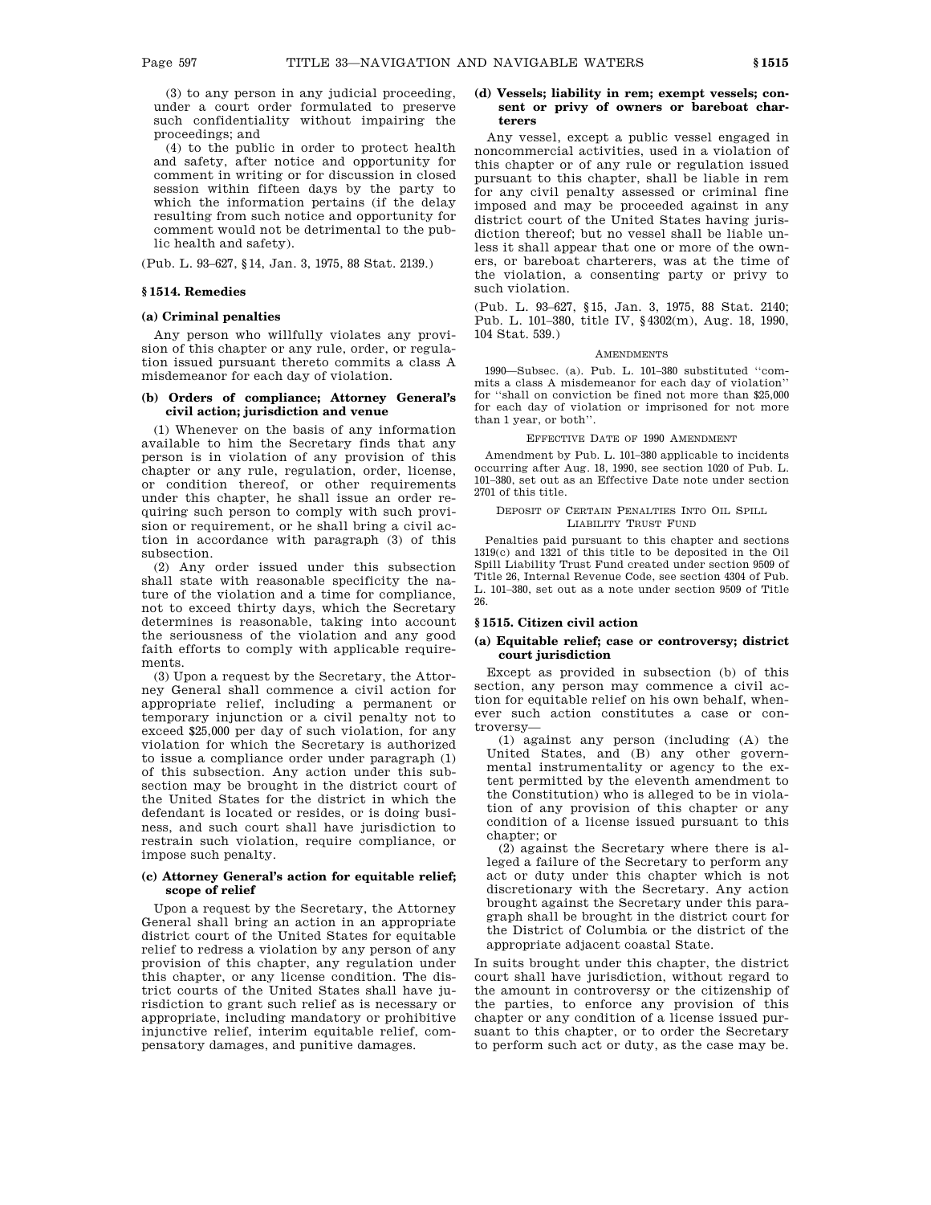(3) to any person in any judicial proceeding, under a court order formulated to preserve such confidentiality without impairing the proceedings; and

(4) to the public in order to protect health and safety, after notice and opportunity for comment in writing or for discussion in closed session within fifteen days by the party to which the information pertains (if the delay resulting from such notice and opportunity for comment would not be detrimental to the public health and safety).

(Pub. L. 93–627, §14, Jan. 3, 1975, 88 Stat. 2139.)

### §1514. Remedies

#### (a) Criminal penalties

Any person who willfully violates any provision of this chapter or any rule, order, or regulation issued pursuant thereto commits a class A misdemeanor for each day of violation.

#### (b) Orders of compliance; Attorney General's civil action; jurisdiction and venue

(1) Whenever on the basis of any information available to him the Secretary finds that any person is in violation of any provision of this chapter or any rule, regulation, order, license, or condition thereof, or other requirements under this chapter, he shall issue an order requiring such person to comply with such provision or requirement, or he shall bring a civil action in accordance with paragraph (3) of this subsection.

(2) Any order issued under this subsection shall state with reasonable specificity the nature of the violation and a time for compliance, not to exceed thirty days, which the Secretary determines is reasonable, taking into account the seriousness of the violation and any good faith efforts to comply with applicable requirements.

(3) Upon a request by the Secretary, the Attorney General shall commence a civil action for appropriate relief, including a permanent or temporary injunction or a civil penalty not to exceed $25,000 per day of such violation, for any violation for which the Secretary is authorized to issue a compliance order under paragraph (1) of this subsection. Any action under this subsection may be brought in the district court of the United States for the district in which the defendant is located or resides, or is doing business, and such court shall have jurisdiction to restrain such violation, require compliance, or impose such penalty.

#### (c) Attorney General's action for equitable relief; scope of relief

Upon a request by the Secretary, the Attorney General shall bring an action in an appropriate district court of the United States for equitable relief to redress a violation by any person of any provision of this chapter, any regulation under this chapter, or any license condition. The district courts of the United States shall have jurisdiction to grant such relief as is necessary or appropriate, including mandatory or prohibitive injunctive relief, interim equitable relief, compensatory damages, and punitive damages.

#### (d) Vessels; liability in rem; exempt vessels; consent or privy of owners or bareboat charterers

Any vessel, except a public vessel engaged in noncommercial activities, used in a violation of this chapter or of any rule or regulation issued pursuant to this chapter, shall be liable in rem for any civil penalty assessed or criminal fine imposed and may be proceeded against in any district court of the United States having jurisdiction thereof; but no vessel shall be liable unless it shall appear that one or more of the owners, or bareboat charterers, was at the time of the violation, a consenting party or privy to such violation.

(Pub. L. 93–627, §15, Jan. 3, 1975, 88 Stat. 2140; Pub. L. 101–380, title IV, §4302(m), Aug. 18, 1990, 104 Stat. 539.)

AMENDMENTS

1990—Subsec. (a). Pub. L. 101–380 substituted "commits a class A misdemeanor for each day of violation" for "shall on conviction be fined not more than $25,000 for each day of violation or imprisoned for not more than 1 year, or both".

EFFECTIVE DATE OF 1990 AMENDMENT

Amendment by Pub. L. 101–380 applicable to incidents occurring after Aug. 18, 1990, see section 1020 of Pub. L. 101–380, set out as an Effective Date note under section 2701 of this title.

DEPOSIT OF CERTAIN PENALTIES INTO OIL SPILL LIABILITY TRUST FUND

Penalties paid pursuant to this chapter and sections 1319(c) and 1321 of this title to be deposited in the Oil Spill Liability Trust Fund created under section 9509 of Title 26, Internal Revenue Code, see section 4304 of Pub. L. 101–380, set out as a note under section 9509 of Title 26.

### §1515. Citizen civil action

#### (a) Equitable relief; case or controversy; district court jurisdiction

Except as provided in subsection (b) of this section, any person may commence a civil action for equitable relief on his own behalf, whenever such action constitutes a case or controversy—

(1) against any person (including (A) the United States, and (B) any other governmental instrumentality or agency to the extent permitted by the eleventh amendment to the Constitution) who is alleged to be in violation of any provision of this chapter or any condition of a license issued pursuant to this chapter; or

(2) against the Secretary where there is alleged a failure of the Secretary to perform any act or duty under this chapter which is not discretionary with the Secretary. Any action brought against the Secretary under this paragraph shall be brought in the district court for the District of Columbia or the district of the appropriate adjacent coastal State.

In suits brought under this chapter, the district court shall have jurisdiction, without regard to the amount in controversy or the citizenship of the parties, to enforce any provision of this chapter or any condition of a license issued pursuant to this chapter, or to order the Secretary to perform such act or duty, as the case may be.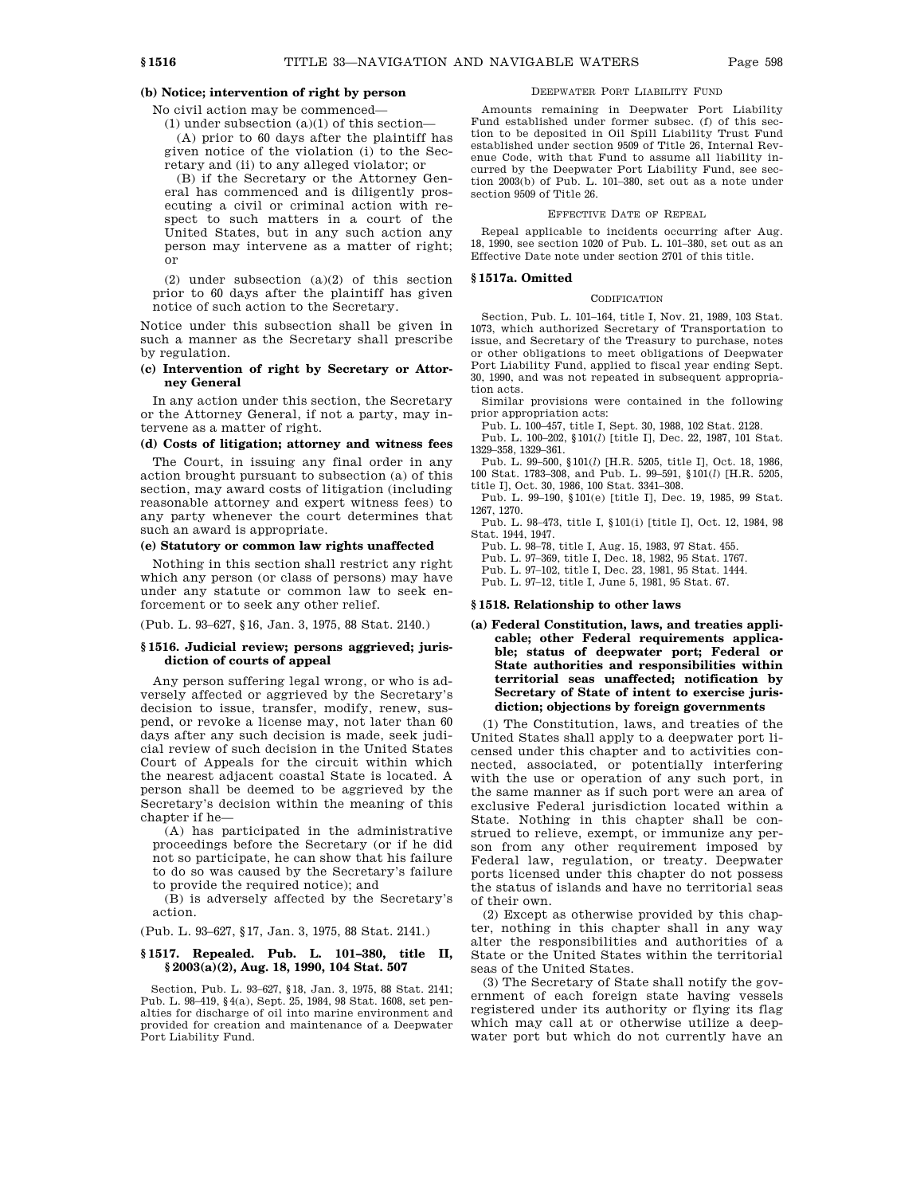**(b) Notice; intervention of right by person**

No civil action may be commenced—

(1) under subsection (a)(1) of this section—

(A) prior to 60 days after the plaintiff has given notice of the violation (i) to the Secretary and (ii) to any alleged violator; or

(B) if the Secretary or the Attorney General has commenced and is diligently prosecuting a civil or criminal action with respect to such matters in a court of the United States, but in any such action any person may intervene as a matter of right; or

(2) under subsection (a)(2) of this section prior to 60 days after the plaintiff has given notice of such action to the Secretary.

Notice under this subsection shall be given in such a manner as the Secretary shall prescribe by regulation.

**(c) Intervention of right by Secretary or Attorney General**

In any action under this section, the Secretary or the Attorney General, if not a party, may intervene as a matter of right.

**(d) Costs of litigation; attorney and witness fees**

The Court, in issuing any final order in any action brought pursuant to subsection (a) of this section, may award costs of litigation (including reasonable attorney and expert witness fees) to any party whenever the court determines that such an award is appropriate.

**(e) Statutory or common law rights unaffected**

Nothing in this section shall restrict any right which any person (or class of persons) may have under any statute or common law to seek enforcement or to seek any other relief.

(Pub. L. 93–627, §16, Jan. 3, 1975, 88 Stat. 2140.)

### §1516. Judicial review; persons aggrieved; jurisdiction of courts of appeal

Any person suffering legal wrong, or who is adversely affected or aggrieved by the Secretary's decision to issue, transfer, modify, renew, suspend, or revoke a license may, not later than 60 days after any such decision is made, seek judicial review of such decision in the United States Court of Appeals for the circuit within which the nearest adjacent coastal State is located. A person shall be deemed to be aggrieved by the Secretary's decision within the meaning of this chapter if he—

(A) has participated in the administrative proceedings before the Secretary (or if he did not so participate, he can show that his failure to do so was caused by the Secretary's failure to provide the required notice); and

(B) is adversely affected by the Secretary's action.

(Pub. L. 93–627, §17, Jan. 3, 1975, 88 Stat. 2141.)

### §1517. Repealed. Pub. L. 101–380, title II, §2003(a)(2), Aug. 18, 1990, 104 Stat. 507

Section, Pub. L. 93–627, §18, Jan. 3, 1975, 88 Stat. 2141; Pub. L. 98–419, §4(a), Sept. 25, 1984, 98 Stat. 1608, set penalties for discharge of oil into marine environment and provided for creation and maintenance of a Deepwater Port Liability Fund.

DEEPWATER PORT LIABILITY FUND

Amounts remaining in Deepwater Port Liability Fund established under former subsec. (f) of this section to be deposited in Oil Spill Liability Trust Fund established under section 9509 of Title 26, Internal Revenue Code, with that Fund to assume all liability incurred by the Deepwater Port Liability Fund, see section 2003(b) of Pub. L. 101–380, set out as a note under section 9509 of Title 26.

EFFECTIVE DATE OF REPEAL

Repeal applicable to incidents occurring after Aug. 18, 1990, see section 1020 of Pub. L. 101–380, set out as an Effective Date note under section 2701 of this title.

### §1517a. Omitted

CODIFICATION

Section, Pub. L. 101–164, title I, Nov. 21, 1989, 103 Stat. 1073, which authorized Secretary of Transportation to issue, and Secretary of the Treasury to purchase, notes or other obligations to meet obligations of Deepwater Port Liability Fund, applied to fiscal year ending Sept. 30, 1990, and was not repeated in subsequent appropriation acts.

Similar provisions were contained in the following prior appropriation acts:

Pub. L. 100–457, title I, Sept. 30, 1988, 102 Stat. 2128.

Pub. L. 100–202, §101(*l*) [title I], Dec. 22, 1987, 101 Stat. 1329–358, 1329–361.

Pub. L. 99–500, §101(*l*) [H.R. 5205, title I], Oct. 18, 1986, 100 Stat. 1783–308, and Pub. L. 99–591, §101(*l*) [H.R. 5205, title I], Oct. 30, 1986, 100 Stat. 3341–308.

Pub. L. 99–190, §101(e) [title I], Dec. 19, 1985, 99 Stat. 1267, 1270.

Pub. L. 98–473, title I, §101(i) [title I], Oct. 12, 1984, 98 Stat. 1944, 1947.

Pub. L. 98–78, title I, Aug. 15, 1983, 97 Stat. 455.

Pub. L. 97–369, title I, Dec. 18, 1982, 95 Stat. 1767.

Pub. L. 97–102, title I, Dec. 23, 1981, 95 Stat. 1444.

Pub. L. 97–12, title I, June 5, 1981, 95 Stat. 67.

### §1518. Relationship to other laws

**(a) Federal Constitution, laws, and treaties applicable; other Federal requirements applicable; status of deepwater port; Federal or State authorities and responsibilities within territorial seas unaffected; notification by Secretary of State of intent to exercise jurisdiction; objections by foreign governments**

(1) The Constitution, laws, and treaties of the United States shall apply to a deepwater port licensed under this chapter and to activities connected, associated, or potentially interfering with the use or operation of any such port, in the same manner as if such port were an area of exclusive Federal jurisdiction located within a State. Nothing in this chapter shall be construed to relieve, exempt, or immunize any person from any other requirement imposed by Federal law, regulation, or treaty. Deepwater ports licensed under this chapter do not possess the status of islands and have no territorial seas of their own.

(2) Except as otherwise provided by this chapter, nothing in this chapter shall in any way alter the responsibilities and authorities of a State or the United States within the territorial seas of the United States.

(3) The Secretary of State shall notify the government of each foreign state having vessels registered under its authority or flying its flag which may call at or otherwise utilize a deepwater port but which do not currently have an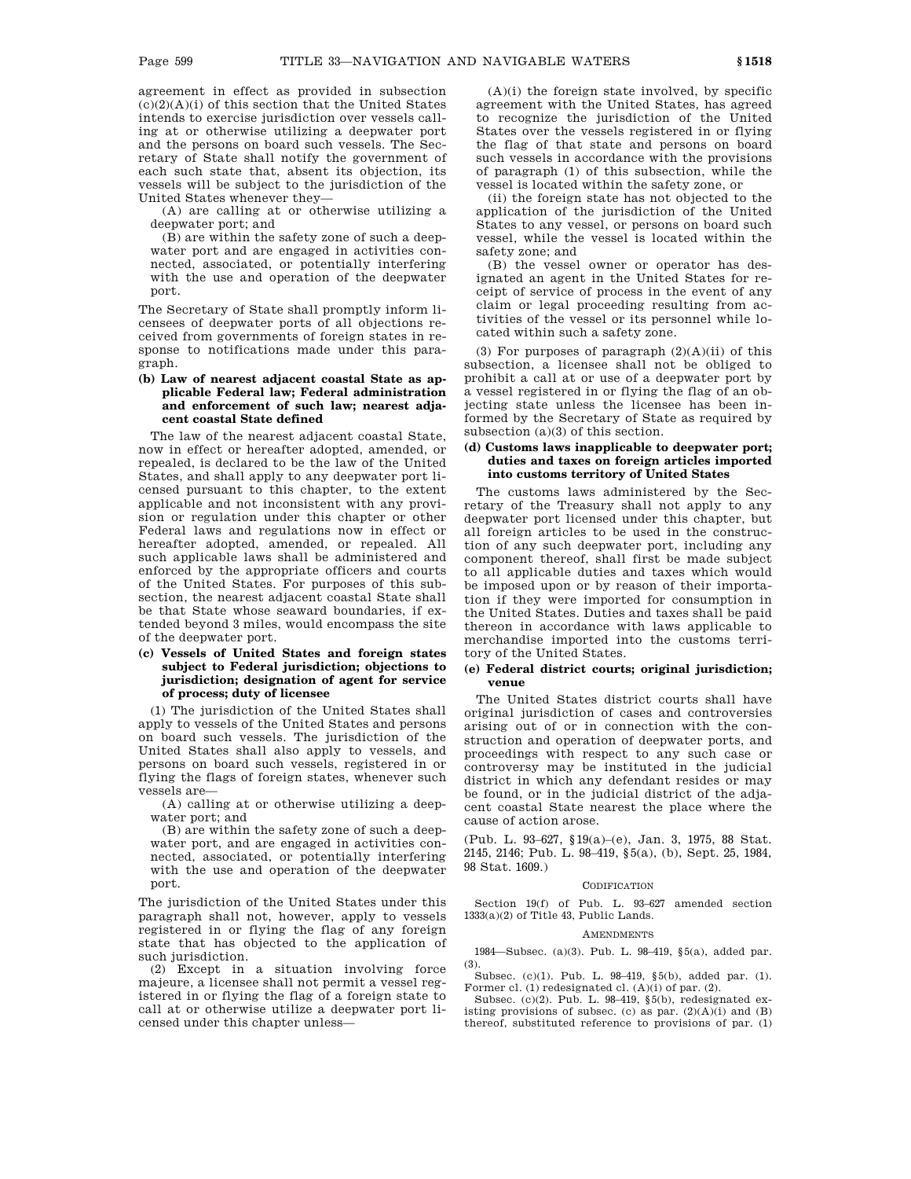agreement in effect as provided in subsection (c)(2)(A)(i) of this section that the United States intends to exercise jurisdiction over vessels calling at or otherwise utilizing a deepwater port and the persons on board such vessels. The Secretary of State shall notify the government of each such state that, absent its objection, its vessels will be subject to the jurisdiction of the United States whenever they—

(A) are calling at or otherwise utilizing a deepwater port; and

(B) are within the safety zone of such a deepwater port and are engaged in activities connected, associated, or potentially interfering with the use and operation of the deepwater port.

The Secretary of State shall promptly inform licensees of deepwater ports of all objections received from governments of foreign states in response to notifications made under this paragraph.

**(b) Law of nearest adjacent coastal State as applicable Federal law; Federal administration and enforcement of such law; nearest adjacent coastal State defined**

The law of the nearest adjacent coastal State, now in effect or hereafter adopted, amended, or repealed, is declared to be the law of the United States, and shall apply to any deepwater port licensed pursuant to this chapter, to the extent applicable and not inconsistent with any provision or regulation under this chapter or other Federal laws and regulations now in effect or hereafter adopted, amended, or repealed. All such applicable laws shall be administered and enforced by the appropriate officers and courts of the United States. For purposes of this subsection, the nearest adjacent coastal State shall be that State whose seaward boundaries, if extended beyond 3 miles, would encompass the site of the deepwater port.

**(c) Vessels of United States and foreign states subject to Federal jurisdiction; objections to jurisdiction; designation of agent for service of process; duty of licensee**

(1) The jurisdiction of the United States shall apply to vessels of the United States and persons on board such vessels. The jurisdiction of the United States shall also apply to vessels, and persons on board such vessels, registered in or flying the flags of foreign states, whenever such vessels are—

(A) calling at or otherwise utilizing a deepwater port; and

(B) are within the safety zone of such a deepwater port, and are engaged in activities connected, associated, or potentially interfering with the use and operation of the deepwater port.

The jurisdiction of the United States under this paragraph shall not, however, apply to vessels registered in or flying the flag of any foreign state that has objected to the application of such jurisdiction.

(2) Except in a situation involving force majeure, a licensee shall not permit a vessel registered in or flying the flag of a foreign state to call at or otherwise utilize a deepwater port licensed under this chapter unless—

(A)(i) the foreign state involved, by specific agreement with the United States, has agreed to recognize the jurisdiction of the United States over the vessels registered in or flying the flag of that state and persons on board such vessels in accordance with the provisions of paragraph (1) of this subsection, while the vessel is located within the safety zone, or

(ii) the foreign state has not objected to the application of the jurisdiction of the United States to any vessel, or persons on board such vessel, while the vessel is located within the safety zone; and

(B) the vessel owner or operator has designated an agent in the United States for receipt of service of process in the event of any claim or legal proceeding resulting from activities of the vessel or its personnel while located within such a safety zone.

(3) For purposes of paragraph (2)(A)(ii) of this subsection, a licensee shall not be obliged to prohibit a call at or use of a deepwater port by a vessel registered in or flying the flag of an objecting state unless the licensee has been informed by the Secretary of State as required by subsection (a)(3) of this section.

**(d) Customs laws inapplicable to deepwater port; duties and taxes on foreign articles imported into customs territory of United States**

The customs laws administered by the Secretary of the Treasury shall not apply to any deepwater port licensed under this chapter, but all foreign articles to be used in the construction of any such deepwater port, including any component thereof, shall first be made subject to all applicable duties and taxes which would be imposed upon or by reason of their importation if they were imported for consumption in the United States. Duties and taxes shall be paid thereon in accordance with laws applicable to merchandise imported into the customs territory of the United States.

**(e) Federal district courts; original jurisdiction; venue**

The United States district courts shall have original jurisdiction of cases and controversies arising out of or in connection with the construction and operation of deepwater ports, and proceedings with respect to any such case or controversy may be instituted in the judicial district in which any defendant resides or may be found, or in the judicial district of the adjacent coastal State nearest the place where the cause of action arose.

(Pub. L. 93–627, §19(a)–(e), Jan. 3, 1975, 88 Stat. 2145, 2146; Pub. L. 98–419, §5(a), (b), Sept. 25, 1984, 98 Stat. 1609.)

CODIFICATION

Section 19(f) of Pub. L. 93–627 amended section 1333(a)(2) of Title 43, Public Lands.

AMENDMENTS

1984—Subsec. (a)(3). Pub. L. 98–419, §5(a), added par. (3).

Subsec. (c)(1). Pub. L. 98–419, §5(b), added par. (1). Former cl. (1) redesignated cl. (A)(i) of par. (2).

Subsec. (c)(2). Pub. L. 98–419, §5(b), redesignated existing provisions of subsec. (c) as par. (2)(A)(i) and (B) thereof, substituted reference to provisions of par. (1)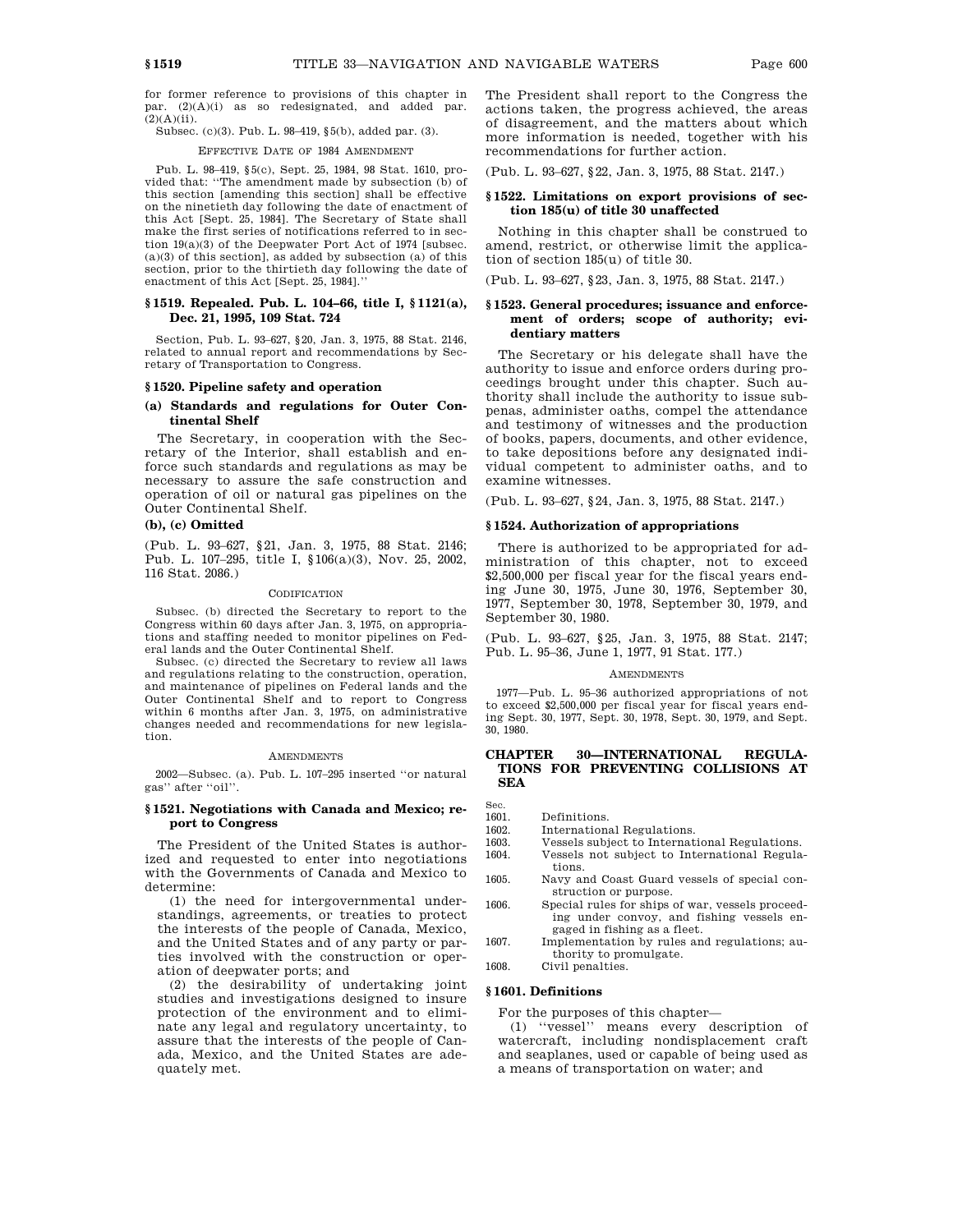for former reference to provisions of this chapter in par. (2)(A)(i) as so redesignated, and added par. (2)(A)(ii).

Subsec. (c)(3). Pub. L. 98–419, §5(b), added par. (3).

EFFECTIVE DATE OF 1984 AMENDMENT

Pub. L. 98–419, §5(c), Sept. 25, 1984, 98 Stat. 1610, provided that: ''The amendment made by subsection (b) of this section [amending this section] shall be effective on the ninetieth day following the date of enactment of this Act [Sept. 25, 1984]. The Secretary of State shall make the first series of notifications referred to in section 19(a)(3) of the Deepwater Port Act of 1974 [subsec. (a)(3) of this section], as added by subsection (a) of this section, prior to the thirtieth day following the date of enactment of this Act [Sept. 25, 1984].''

### §1519. Repealed. Pub. L. 104–66, title I, §1121(a), Dec. 21, 1995, 109 Stat. 724

Section, Pub. L. 93–627, §20, Jan. 3, 1975, 88 Stat. 2146, related to annual report and recommendations by Secretary of Transportation to Congress.

### §1520. Pipeline safety and operation

#### (a) Standards and regulations for Outer Continental Shelf

The Secretary, in cooperation with the Secretary of the Interior, shall establish and enforce such standards and regulations as may be necessary to assure the safe construction and operation of oil or natural gas pipelines on the Outer Continental Shelf.

#### (b), (c) Omitted

(Pub. L. 93–627, §21, Jan. 3, 1975, 88 Stat. 2146; Pub. L. 107–295, title I, §106(a)(3), Nov. 25, 2002, 116 Stat. 2086.)

CODIFICATION

Subsec. (b) directed the Secretary to report to the Congress within 60 days after Jan. 3, 1975, on appropriations and staffing needed to monitor pipelines on Federal lands and the Outer Continental Shelf.

Subsec. (c) directed the Secretary to review all laws and regulations relating to the construction, operation, and maintenance of pipelines on Federal lands and the Outer Continental Shelf and to report to Congress within 6 months after Jan. 3, 1975, on administrative changes needed and recommendations for new legislation.

AMENDMENTS

2002—Subsec. (a). Pub. L. 107–295 inserted ''or natural gas'' after ''oil''.

### §1521. Negotiations with Canada and Mexico; report to Congress

The President of the United States is authorized and requested to enter into negotiations with the Governments of Canada and Mexico to determine:

(1) the need for intergovernmental understandings, agreements, or treaties to protect the interests of the people of Canada, Mexico, and the United States and of any party or parties involved with the construction or operation of deepwater ports; and

(2) the desirability of undertaking joint studies and investigations designed to insure protection of the environment and to eliminate any legal and regulatory uncertainty, to assure that the interests of the people of Canada, Mexico, and the United States are adequately met.

The President shall report to the Congress the actions taken, the progress achieved, the areas of disagreement, and the matters about which more information is needed, together with his recommendations for further action.

(Pub. L. 93–627, §22, Jan. 3, 1975, 88 Stat. 2147.)

### §1522. Limitations on export provisions of section 185(u) of title 30 unaffected

Nothing in this chapter shall be construed to amend, restrict, or otherwise limit the application of section 185(u) of title 30.

(Pub. L. 93–627, §23, Jan. 3, 1975, 88 Stat. 2147.)

### §1523. General procedures; issuance and enforcement of orders; scope of authority; evidentiary matters

The Secretary or his delegate shall have the authority to issue and enforce orders during proceedings brought under this chapter. Such authority shall include the authority to issue subpenas, administer oaths, compel the attendance and testimony of witnesses and the production of books, papers, documents, and other evidence, to take depositions before any designated individual competent to administer oaths, and to examine witnesses.

(Pub. L. 93–627, §24, Jan. 3, 1975, 88 Stat. 2147.)

### §1524. Authorization of appropriations

There is authorized to be appropriated for administration of this chapter, not to exceed $2,500,000 per fiscal year for the fiscal years ending June 30, 1975, June 30, 1976, September 30, 1977, September 30, 1978, September 30, 1979, and September 30, 1980.

(Pub. L. 93–627, §25, Jan. 3, 1975, 88 Stat. 2147; Pub. L. 95–36, June 1, 1977, 91 Stat. 177.)

AMENDMENTS

1977—Pub. L. 95–36 authorized appropriations of not to exceed $2,500,000 per fiscal year for fiscal years ending Sept. 30, 1977, Sept. 30, 1978, Sept. 30, 1979, and Sept. 30, 1980.

## CHAPTER 30—INTERNATIONAL REGULATIONS FOR PREVENTING COLLISIONS AT SEA

| Sec. | |
|---|---|
| 1601. | Definitions. |
| 1602. | International Regulations. |
| 1603. | Vessels subject to International Regulations. |
| 1604. | Vessels not subject to International Regulations. |
| 1605. | Navy and Coast Guard vessels of special construction or purpose. |
| 1606. | Special rules for ships of war, vessels proceeding under convoy, and fishing vessels engaged in fishing as a fleet. |
| 1607. | Implementation by rules and regulations; authority to promulgate. |
| 1608. | Civil penalties. |

### §1601. Definitions

For the purposes of this chapter—

(1) ''vessel'' means every description of watercraft, including nondisplacement craft and seaplanes, used or capable of being used as a means of transportation on water; and